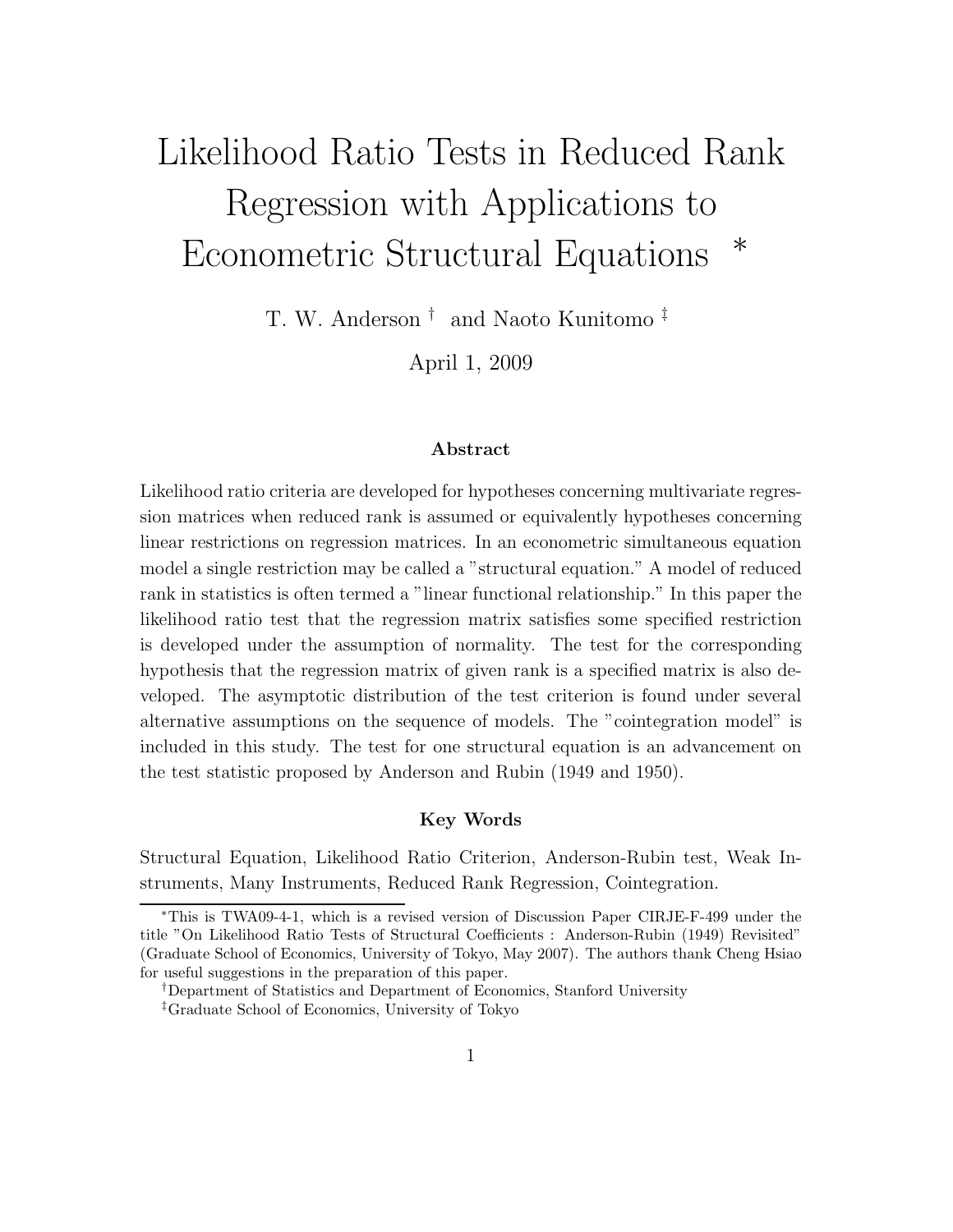# Likelihood Ratio Tests in Reduced Rank Regression with Applications to Econometric Structural Equations *

T. W. Anderson † and Naoto Kunitomo ‡

April 1, 2009

### Abstract

Likelihood ratio criteria are developed for hypotheses concerning multivariate regression matrices when reduced rank is assumed or equivalently hypotheses concerning linear restrictions on regression matrices. In an econometric simultaneous equation model a single restriction may be called a "structural equation." A model of reduced rank in statistics is often termed a "linear functional relationship." In this paper the likelihood ratio test that the regression matrix satisfies some specified restriction is developed under the assumption of normality. The test for the corresponding hypothesis that the regression matrix of given rank is a specified matrix is also developed. The asymptotic distribution of the test criterion is found under several alternative assumptions on the sequence of models. The "cointegration model" is included in this study. The test for one structural equation is an advancement on the test statistic proposed by Anderson and Rubin (1949 and 1950).

### Key Words

Structural Equation, Likelihood Ratio Criterion, Anderson-Rubin test, Weak Instruments, Many Instruments, Reduced Rank Regression, Cointegration.

---

*This is TWA09-4-1, which is a revised version of Discussion Paper CIRJE-F-499 under the title "On Likelihood Ratio Tests of Structural Coefficients : Anderson-Rubin (1949) Revisited" (Graduate School of Economics, University of Tokyo, May 2007). The authors thank Cheng Hsiao for useful suggestions in the preparation of this paper.

†Department of Statistics and Department of Economics, Stanford University

‡Graduate School of Economics, University of Tokyo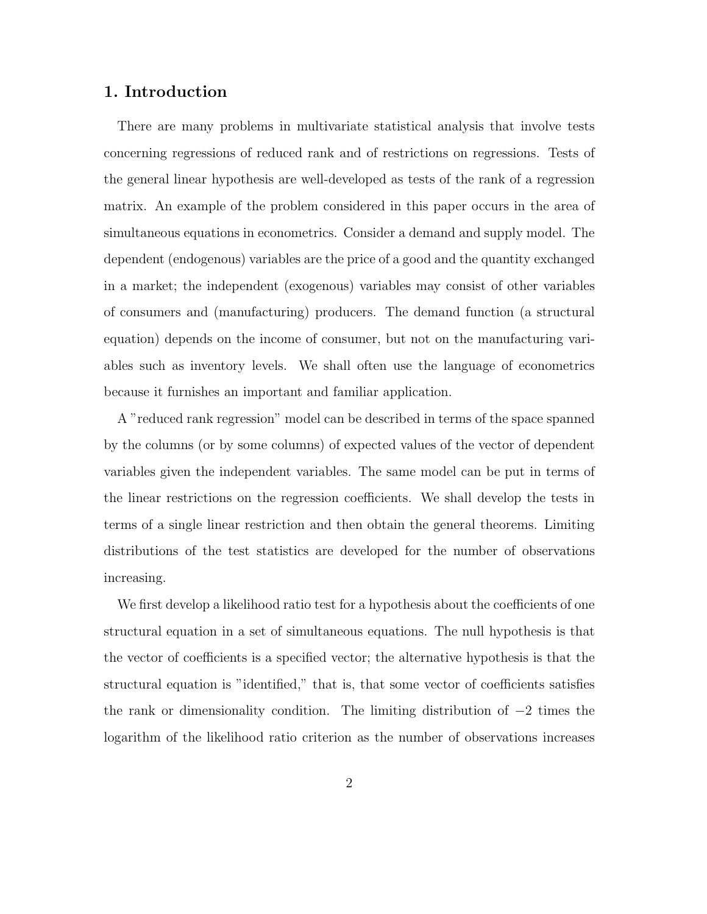## 1. Introduction

There are many problems in multivariate statistical analysis that involve tests concerning regressions of reduced rank and of restrictions on regressions. Tests of the general linear hypothesis are well-developed as tests of the rank of a regression matrix. An example of the problem considered in this paper occurs in the area of simultaneous equations in econometrics. Consider a demand and supply model. The dependent (endogenous) variables are the price of a good and the quantity exchanged in a market; the independent (exogenous) variables may consist of other variables of consumers and (manufacturing) producers. The demand function (a structural equation) depends on the income of consumer, but not on the manufacturing variables such as inventory levels. We shall often use the language of econometrics because it furnishes an important and familiar application.

A "reduced rank regression" model can be described in terms of the space spanned by the columns (or by some columns) of expected values of the vector of dependent variables given the independent variables. The same model can be put in terms of the linear restrictions on the regression coefficients. We shall develop the tests in terms of a single linear restriction and then obtain the general theorems. Limiting distributions of the test statistics are developed for the number of observations increasing.

We first develop a likelihood ratio test for a hypothesis about the coefficients of one structural equation in a set of simultaneous equations. The null hypothesis is that the vector of coefficients is a specified vector; the alternative hypothesis is that the structural equation is "identified," that is, that some vector of coefficients satisfies the rank or dimensionality condition. The limiting distribution of $-2$ times the logarithm of the likelihood ratio criterion as the number of observations increases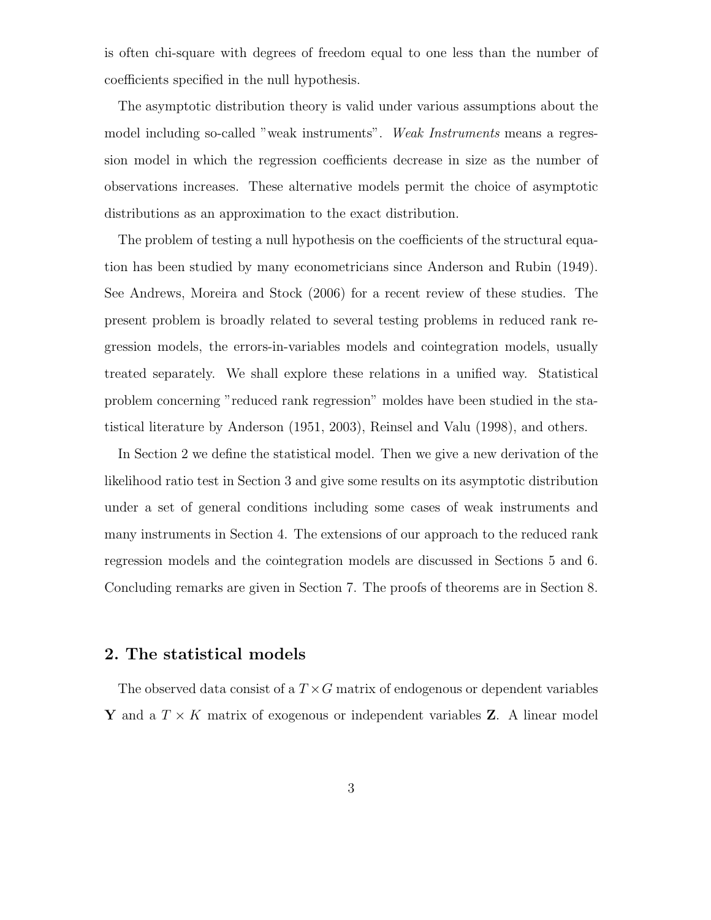is often chi-square with degrees of freedom equal to one less than the number of coefficients specified in the null hypothesis.

The asymptotic distribution theory is valid under various assumptions about the model including so-called "weak instruments". *Weak Instruments* means a regression model in which the regression coefficients decrease in size as the number of observations increases. These alternative models permit the choice of asymptotic distributions as an approximation to the exact distribution.

The problem of testing a null hypothesis on the coefficients of the structural equation has been studied by many econometricians since Anderson and Rubin (1949). See Andrews, Moreira and Stock (2006) for a recent review of these studies. The present problem is broadly related to several testing problems in reduced rank regression models, the errors-in-variables models and cointegration models, usually treated separately. We shall explore these relations in a unified way. Statistical problem concerning "reduced rank regression" moldes have been studied in the statistical literature by Anderson (1951, 2003), Reinsel and Valu (1998), and others.

In Section 2 we define the statistical model. Then we give a new derivation of the likelihood ratio test in Section 3 and give some results on its asymptotic distribution under a set of general conditions including some cases of weak instruments and many instruments in Section 4. The extensions of our approach to the reduced rank regression models and the cointegration models are discussed in Sections 5 and 6. Concluding remarks are given in Section 7. The proofs of theorems are in Section 8.

## 2. The statistical models

The observed data consist of a $T \times G$ matrix of endogenous or dependent variables $\mathbf{Y}$ and a $T \times K$ matrix of exogenous or independent variables $\mathbf{Z}$. A linear model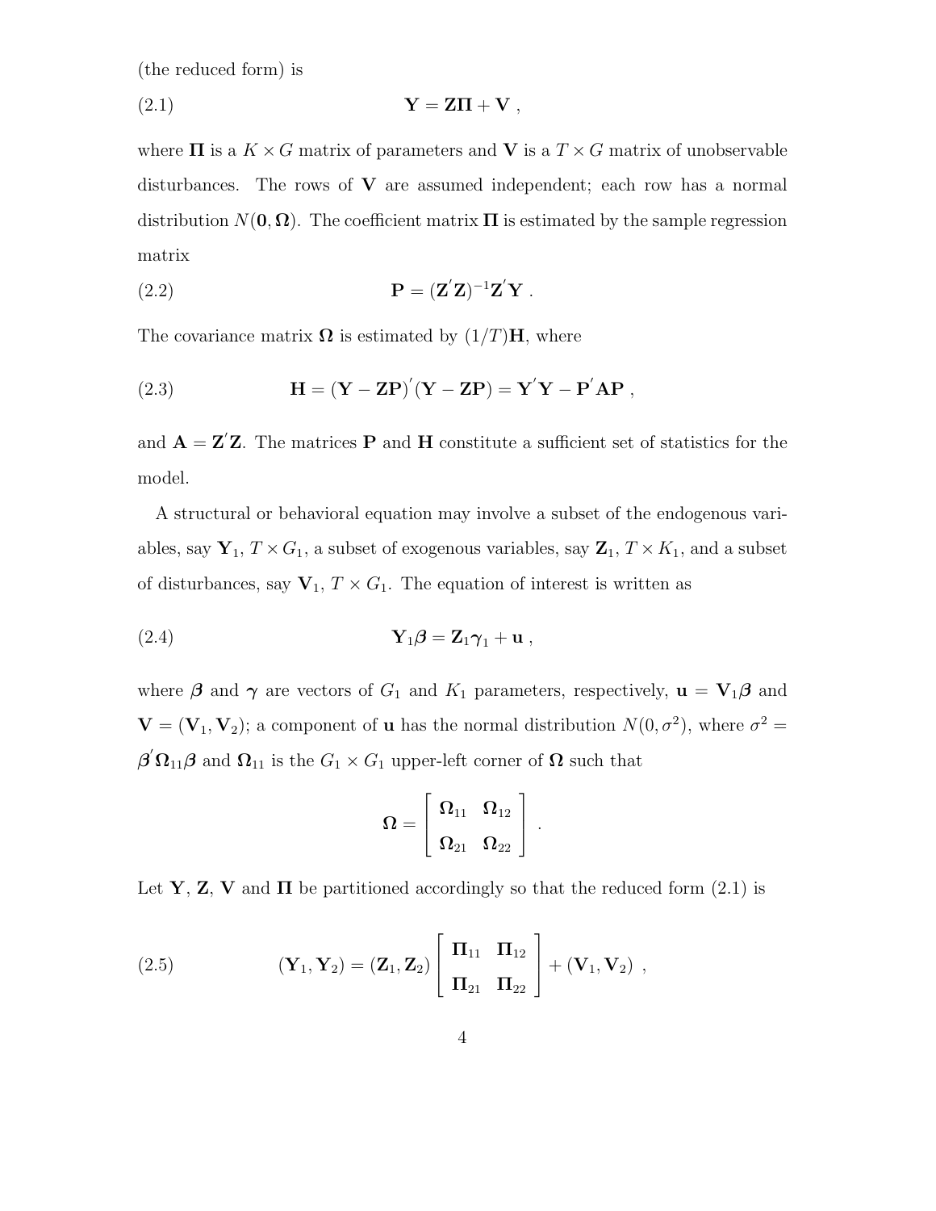(the reduced form) is

$$\mathbf{Y} = \mathbf{Z\Pi} + \mathbf{V} \ , \tag{2.1}$$

where $\mathbf{\Pi}$ is a $K \times G$ matrix of parameters and $\mathbf{V}$ is a $T \times G$ matrix of unobservable disturbances. The rows of $\mathbf{V}$ are assumed independent; each row has a normal distribution $N(\mathbf{0}, \mathbf{\Omega})$. The coefficient matrix $\mathbf{\Pi}$ is estimated by the sample regression matrix

$$\mathbf{P} = (\mathbf{Z}'\mathbf{Z})^{-1}\mathbf{Z}'\mathbf{Y} \ . \tag{2.2}$$

The covariance matrix $\mathbf{\Omega}$ is estimated by $(1/T)\mathbf{H}$, where

$$\mathbf{H} = (\mathbf{Y} - \mathbf{ZP})'(\mathbf{Y} - \mathbf{ZP}) = \mathbf{Y}'\mathbf{Y} - \mathbf{P}'\mathbf{AP} \ , \tag{2.3}$$

and $\mathbf{A} = \mathbf{Z}'\mathbf{Z}$. The matrices $\mathbf{P}$ and $\mathbf{H}$ constitute a sufficient set of statistics for the model.

A structural or behavioral equation may involve a subset of the endogenous variables, say $\mathbf{Y}_1$, $T \times G_1$, a subset of exogenous variables, say $\mathbf{Z}_1$, $T \times K_1$, and a subset of disturbances, say $\mathbf{V}_1$, $T \times G_1$. The equation of interest is written as

$$\mathbf{Y}_1\boldsymbol{\beta} = \mathbf{Z}_1\boldsymbol{\gamma}_1 + \mathbf{u} \ , \tag{2.4}$$

where $\boldsymbol{\beta}$ and $\boldsymbol{\gamma}$ are vectors of $G_1$ and $K_1$ parameters, respectively, $\mathbf{u} = \mathbf{V}_1\boldsymbol{\beta}$ and $\mathbf{V} = (\mathbf{V}_1, \mathbf{V}_2)$; a component of $\mathbf{u}$ has the normal distribution $N(0, \sigma^2)$, where $\sigma^2 = \boldsymbol{\beta}'\mathbf{\Omega}_{11}\boldsymbol{\beta}$ and $\mathbf{\Omega}_{11}$ is the $G_1 \times G_1$ upper-left corner of $\mathbf{\Omega}$ such that

$$\mathbf{\Omega} = \begin{bmatrix} \mathbf{\Omega}_{11} & \mathbf{\Omega}_{12} \\ \mathbf{\Omega}_{21} & \mathbf{\Omega}_{22} \end{bmatrix} \ .$$

Let $\mathbf{Y}$, $\mathbf{Z}$, $\mathbf{V}$ and $\mathbf{\Pi}$ be partitioned accordingly so that the reduced form (2.1) is

$$(\mathbf{Y}_1, \mathbf{Y}_2) = (\mathbf{Z}_1, \mathbf{Z}_2) \begin{bmatrix} \mathbf{\Pi}_{11} & \mathbf{\Pi}_{12} \\ \mathbf{\Pi}_{21} & \mathbf{\Pi}_{22} \end{bmatrix} + (\mathbf{V}_1, \mathbf{V}_2) \ , \tag{2.5}$$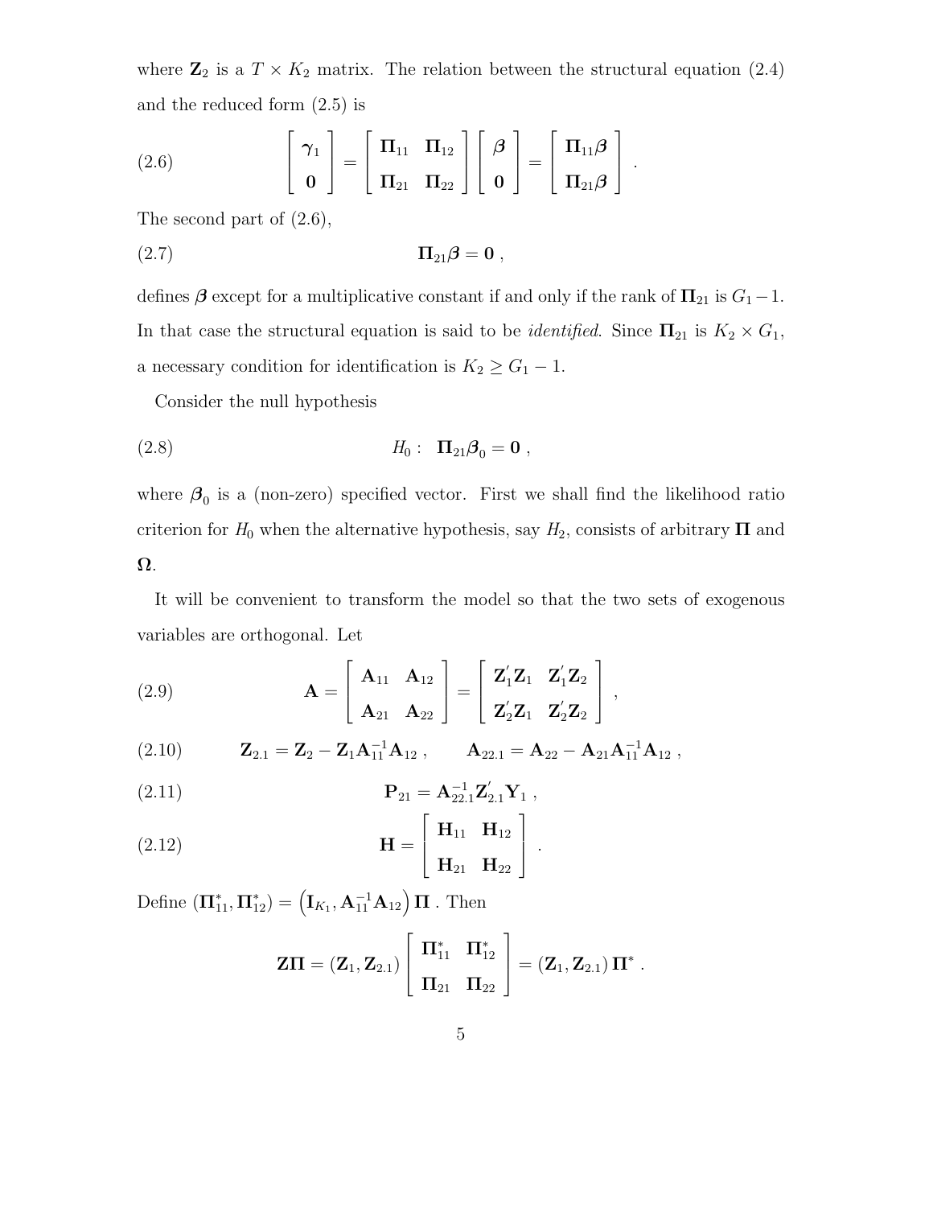where $\mathbf{Z}_2$ is a $T \times K_2$ matrix. The relation between the structural equation (2.4) and the reduced form (2.5) is

$$
\begin{bmatrix} \boldsymbol{\gamma}_1 \\ \mathbf{0} \end{bmatrix} = \begin{bmatrix} \boldsymbol{\Pi}_{11} & \boldsymbol{\Pi}_{12} \\ \boldsymbol{\Pi}_{21} & \boldsymbol{\Pi}_{22} \end{bmatrix} \begin{bmatrix} \boldsymbol{\beta} \\ \mathbf{0} \end{bmatrix} = \begin{bmatrix} \boldsymbol{\Pi}_{11}\boldsymbol{\beta} \\ \boldsymbol{\Pi}_{21}\boldsymbol{\beta} \end{bmatrix} . \tag{2.6}
$$

The second part of (2.6),

$$
\boldsymbol{\Pi}_{21}\boldsymbol{\beta} = \mathbf{0} \ , \tag{2.7}
$$

defines $\boldsymbol{\beta}$ except for a multiplicative constant if and only if the rank of $\boldsymbol{\Pi}_{21}$ is $G_1 - 1$. In that case the structural equation is said to be *identified*. Since $\boldsymbol{\Pi}_{21}$ is $K_2 \times G_1$, a necessary condition for identification is $K_2 \geq G_1 - 1$.

Consider the null hypothesis

$$
H_0 : \ \ \boldsymbol{\Pi}_{21}\boldsymbol{\beta}_0 = \mathbf{0} \ , \tag{2.8}
$$

where $\boldsymbol{\beta}_0$ is a (non-zero) specified vector. First we shall find the likelihood ratio criterion for $H_0$ when the alternative hypothesis, say $H_2$, consists of arbitrary $\boldsymbol{\Pi}$ and $\boldsymbol{\Omega}$.

It will be convenient to transform the model so that the two sets of exogenous variables are orthogonal. Let

$$
\mathbf{A} = \begin{bmatrix} \mathbf{A}_{11} & \mathbf{A}_{12} \\ \mathbf{A}_{21} & \mathbf{A}_{22} \end{bmatrix} = \begin{bmatrix} \mathbf{Z}_1'\mathbf{Z}_1 & \mathbf{Z}_1'\mathbf{Z}_2 \\ \mathbf{Z}_2'\mathbf{Z}_1 & \mathbf{Z}_2'\mathbf{Z}_2 \end{bmatrix} , \tag{2.9}
$$

$$
\mathbf{Z}_{2.1} = \mathbf{Z}_2 - \mathbf{Z}_1\mathbf{A}_{11}^{-1}\mathbf{A}_{12} \ , \qquad \mathbf{A}_{22.1} = \mathbf{A}_{22} - \mathbf{A}_{21}\mathbf{A}_{11}^{-1}\mathbf{A}_{12} \ , \tag{2.10}
$$

$$
\mathbf{P}_{21} = \mathbf{A}_{22.1}^{-1}\mathbf{Z}_{2.1}'\mathbf{Y}_1 \ , \tag{2.11}
$$

$$
\mathbf{H} = \begin{bmatrix} \mathbf{H}_{11} & \mathbf{H}_{12} \\ \mathbf{H}_{21} & \mathbf{H}_{22} \end{bmatrix} . \tag{2.12}
$$

Define $(\boldsymbol{\Pi}_{11}^*, \boldsymbol{\Pi}_{12}^*) = \left(\mathbf{I}_{K_1}, \mathbf{A}_{11}^{-1}\mathbf{A}_{12}\right)\boldsymbol{\Pi}$ . Then

$$
\mathbf{Z}\boldsymbol{\Pi} = (\mathbf{Z}_1, \mathbf{Z}_{2.1}) \begin{bmatrix} \boldsymbol{\Pi}_{11}^* & \boldsymbol{\Pi}_{12}^* \\ \boldsymbol{\Pi}_{21} & \boldsymbol{\Pi}_{22} \end{bmatrix} = (\mathbf{Z}_1, \mathbf{Z}_{2.1})\,\boldsymbol{\Pi}^* \ .
$$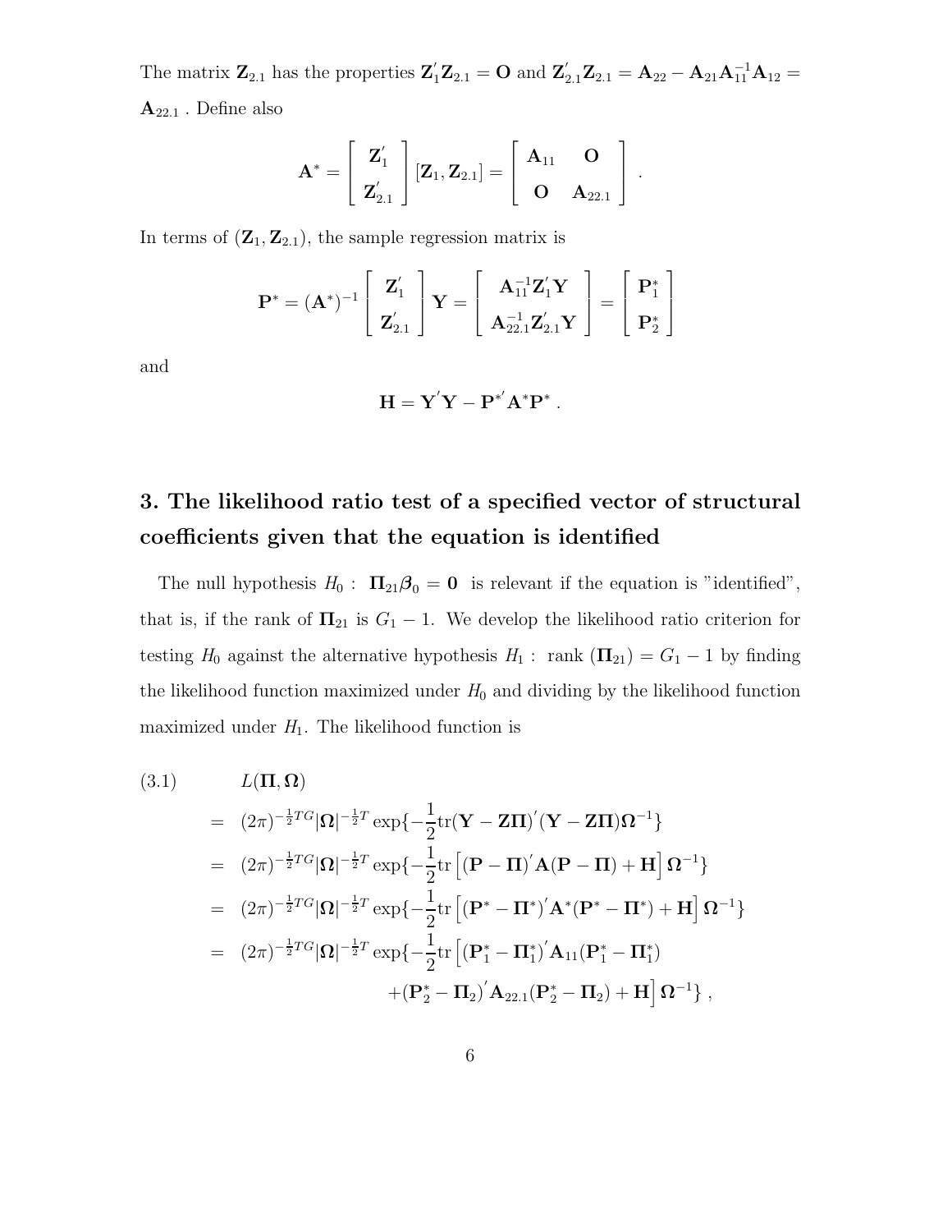The matrix $\mathbf{Z}_{2.1}$ has the properties $\mathbf{Z}_1'\mathbf{Z}_{2.1} = \mathbf{O}$ and $\mathbf{Z}_{2.1}'\mathbf{Z}_{2.1} = \mathbf{A}_{22} - \mathbf{A}_{21}\mathbf{A}_{11}^{-1}\mathbf{A}_{12} = \mathbf{A}_{22.1}$ . Define also

$$\mathbf{A}^* = \begin{bmatrix} \mathbf{Z}_1' \\ \mathbf{Z}_{2.1}' \end{bmatrix} [\mathbf{Z}_1, \mathbf{Z}_{2.1}] = \begin{bmatrix} \mathbf{A}_{11} & \mathbf{O} \\ \mathbf{O} & \mathbf{A}_{22.1} \end{bmatrix} .$$

In terms of $(\mathbf{Z}_1, \mathbf{Z}_{2.1})$, the sample regression matrix is

$$\mathbf{P}^* = (\mathbf{A}^*)^{-1} \begin{bmatrix} \mathbf{Z}_1' \\ \mathbf{Z}_{2.1}' \end{bmatrix} \mathbf{Y} = \begin{bmatrix} \mathbf{A}_{11}^{-1}\mathbf{Z}_1'\mathbf{Y} \\ \mathbf{A}_{22.1}^{-1}\mathbf{Z}_{2.1}'\mathbf{Y} \end{bmatrix} = \begin{bmatrix} \mathbf{P}_1^* \\ \mathbf{P}_2^* \end{bmatrix}$$

and

$$\mathbf{H} = \mathbf{Y}'\mathbf{Y} - \mathbf{P}^{*'}\mathbf{A}^*\mathbf{P}^* .$$

## 3. The likelihood ratio test of a specified vector of structural coefficients given that the equation is identified

The null hypothesis $H_0 : \ \mathbf{\Pi}_{21}\boldsymbol{\beta}_0 = \mathbf{0}$ is relevant if the equation is "identified", that is, if the rank of $\mathbf{\Pi}_{21}$ is $G_1 - 1$. We develop the likelihood ratio criterion for testing $H_0$ against the alternative hypothesis $H_1 :$ rank $(\mathbf{\Pi}_{21}) = G_1 - 1$ by finding the likelihood function maximized under $H_0$ and dividing by the likelihood function maximized under $H_1$. The likelihood function is

$$\begin{aligned}
(3.1) \qquad & L(\mathbf{\Pi}, \mathbf{\Omega}) \\
&= (2\pi)^{-\frac{1}{2}TG}|\mathbf{\Omega}|^{-\frac{1}{2}T} \exp\{-\frac{1}{2}\mathrm{tr}(\mathbf{Y} - \mathbf{Z}\mathbf{\Pi})'(\mathbf{Y} - \mathbf{Z}\mathbf{\Pi})\mathbf{\Omega}^{-1}\} \\
&= (2\pi)^{-\frac{1}{2}TG}|\mathbf{\Omega}|^{-\frac{1}{2}T} \exp\{-\frac{1}{2}\mathrm{tr}\left[(\mathbf{P} - \mathbf{\Pi})'\mathbf{A}(\mathbf{P} - \mathbf{\Pi}) + \mathbf{H}\right]\mathbf{\Omega}^{-1}\} \\
&= (2\pi)^{-\frac{1}{2}TG}|\mathbf{\Omega}|^{-\frac{1}{2}T} \exp\{-\frac{1}{2}\mathrm{tr}\left[(\mathbf{P}^* - \mathbf{\Pi}^*)'\mathbf{A}^*(\mathbf{P}^* - \mathbf{\Pi}^*) + \mathbf{H}\right]\mathbf{\Omega}^{-1}\} \\
&= (2\pi)^{-\frac{1}{2}TG}|\mathbf{\Omega}|^{-\frac{1}{2}T} \exp\{-\frac{1}{2}\mathrm{tr}\left[(\mathbf{P}_1^* - \mathbf{\Pi}_1^*)'\mathbf{A}_{11}(\mathbf{P}_1^* - \mathbf{\Pi}_1^*)\right. \\
&\qquad\qquad \left. + (\mathbf{P}_2^* - \mathbf{\Pi}_2)'\mathbf{A}_{22.1}(\mathbf{P}_2^* - \mathbf{\Pi}_2) + \mathbf{H}\right]\mathbf{\Omega}^{-1}\} ,
\end{aligned}$$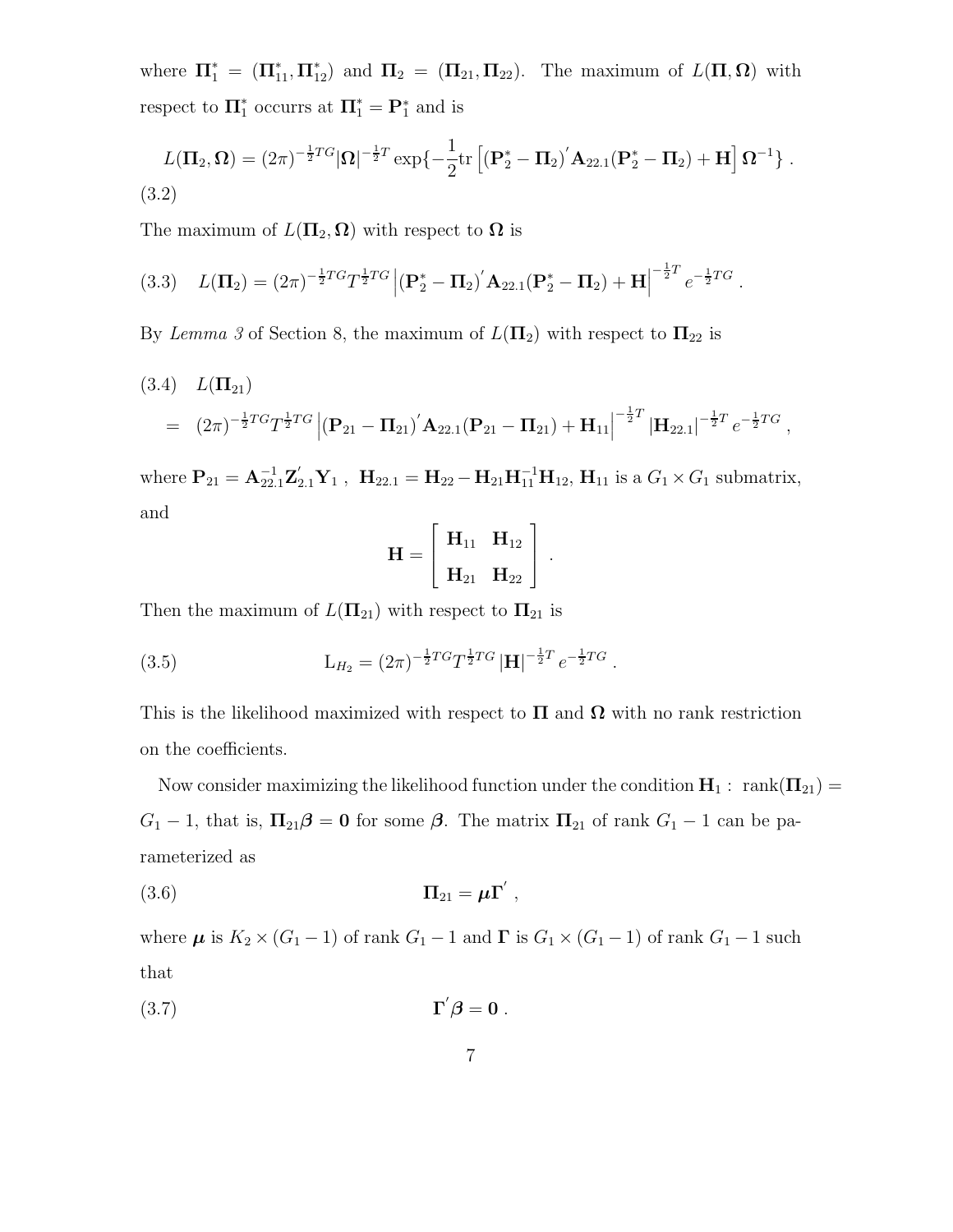where $\mathbf{\Pi}_1^* = (\mathbf{\Pi}_{11}^*, \mathbf{\Pi}_{12}^*)$ and $\mathbf{\Pi}_2 = (\mathbf{\Pi}_{21}, \mathbf{\Pi}_{22})$. The maximum of $L(\mathbf{\Pi}, \mathbf{\Omega})$ with respect to $\mathbf{\Pi}_1^*$ occurrs at $\mathbf{\Pi}_1^* = \mathbf{P}_1^*$ and is

$$L(\mathbf{\Pi}_2, \mathbf{\Omega}) = (2\pi)^{-\frac{1}{2}TG} |\mathbf{\Omega}|^{-\frac{1}{2}T} \exp\{-\frac{1}{2} \mathrm{tr}\left[ (\mathbf{P}_2^* - \mathbf{\Pi}_2)' \mathbf{A}_{22.1} (\mathbf{P}_2^* - \mathbf{\Pi}_2) + \mathbf{H} \right] \mathbf{\Omega}^{-1} \} . \tag{3.2}$$

The maximum of $L(\mathbf{\Pi}_2, \mathbf{\Omega})$ with respect to $\mathbf{\Omega}$ is

$$L(\mathbf{\Pi}_2) = (2\pi)^{-\frac{1}{2}TG} T^{\frac{1}{2}TG} \left| (\mathbf{P}_2^* - \mathbf{\Pi}_2)' \mathbf{A}_{22.1} (\mathbf{P}_2^* - \mathbf{\Pi}_2) + \mathbf{H} \right|^{-\frac{1}{2}T} e^{-\frac{1}{2}TG} . \tag{3.3}$$

By *Lemma 3* of Section 8, the maximum of $L(\mathbf{\Pi}_2)$ with respect to $\mathbf{\Pi}_{22}$ is

$$\begin{aligned} &L(\mathbf{\Pi}_{21}) \\ &= (2\pi)^{-\frac{1}{2}TG} T^{\frac{1}{2}TG} \left| (\mathbf{P}_{21} - \mathbf{\Pi}_{21})' \mathbf{A}_{22.1} (\mathbf{P}_{21} - \mathbf{\Pi}_{21}) + \mathbf{H}_{11} \right|^{-\frac{1}{2}T} |\mathbf{H}_{22.1}|^{-\frac{1}{2}T} e^{-\frac{1}{2}TG} , \end{aligned} \tag{3.4}$$

where $\mathbf{P}_{21} = \mathbf{A}_{22.1}^{-1} \mathbf{Z}_{2.1}' \mathbf{Y}_1$ , $\mathbf{H}_{22.1} = \mathbf{H}_{22} - \mathbf{H}_{21} \mathbf{H}_{11}^{-1} \mathbf{H}_{12}$, $\mathbf{H}_{11}$ is a $G_1 \times G_1$ submatrix, and

$$\mathbf{H} = \begin{bmatrix} \mathbf{H}_{11} & \mathbf{H}_{12} \\ \mathbf{H}_{21} & \mathbf{H}_{22} \end{bmatrix} .$$

Then the maximum of $L(\mathbf{\Pi}_{21})$ with respect to $\mathbf{\Pi}_{21}$ is

$$\mathrm{L}_{H_2} = (2\pi)^{-\frac{1}{2}TG} T^{\frac{1}{2}TG} |\mathbf{H}|^{-\frac{1}{2}T} e^{-\frac{1}{2}TG} . \tag{3.5}$$

This is the likelihood maximized with respect to $\mathbf{\Pi}$ and $\mathbf{\Omega}$ with no rank restriction on the coefficients.

Now consider maximizing the likelihood function under the condition $\mathbf{H}_1$ : $\mathrm{rank}(\mathbf{\Pi}_{21}) = G_1 - 1$, that is, $\mathbf{\Pi}_{21} \boldsymbol{\beta} = \mathbf{0}$ for some $\boldsymbol{\beta}$. The matrix $\mathbf{\Pi}_{21}$ of rank $G_1 - 1$ can be parameterized as

$$\mathbf{\Pi}_{21} = \boldsymbol{\mu} \mathbf{\Gamma}' , \tag{3.6}$$

where $\boldsymbol{\mu}$ is $K_2 \times (G_1 - 1)$ of rank $G_1 - 1$ and $\mathbf{\Gamma}$ is $G_1 \times (G_1 - 1)$ of rank $G_1 - 1$ such that

$$\mathbf{\Gamma}' \boldsymbol{\beta} = \mathbf{0} . \tag{3.7}$$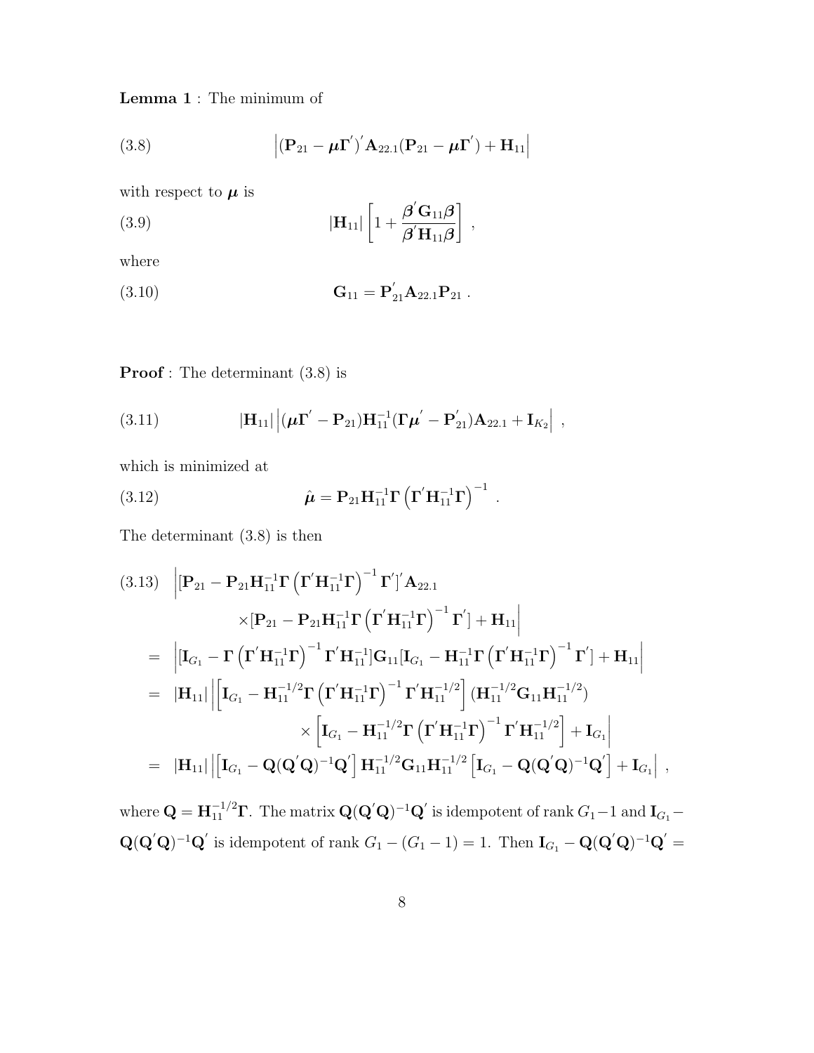**Lemma 1** : The minimum of

$$
\left|(\mathbf{P}_{21} - \boldsymbol{\mu}\boldsymbol{\Gamma}^{'})^{'}\mathbf{A}_{22.1}(\mathbf{P}_{21} - \boldsymbol{\mu}\boldsymbol{\Gamma}^{'}) + \mathbf{H}_{11}\right| \tag{3.8}
$$

with respect to $\boldsymbol{\mu}$ is

$$
|\mathbf{H}_{11}|\left[1 + \frac{\boldsymbol{\beta}^{'}\mathbf{G}_{11}\boldsymbol{\beta}}{\boldsymbol{\beta}^{'}\mathbf{H}_{11}\boldsymbol{\beta}}\right] \ , \tag{3.9}
$$

where

$$
\mathbf{G}_{11} = \mathbf{P}_{21}^{'}\mathbf{A}_{22.1}\mathbf{P}_{21} \ . \tag{3.10}
$$

**Proof** : The determinant (3.8) is

$$
|\mathbf{H}_{11}|\left|(\boldsymbol{\mu}\boldsymbol{\Gamma}^{'} - \mathbf{P}_{21})\mathbf{H}_{11}^{-1}(\boldsymbol{\Gamma}\boldsymbol{\mu}^{'} - \mathbf{P}_{21}^{'})\mathbf{A}_{22.1} + \mathbf{I}_{K_2}\right| \ , \tag{3.11}
$$

which is minimized at

$$
\hat{\boldsymbol{\mu}} = \mathbf{P}_{21}\mathbf{H}_{11}^{-1}\boldsymbol{\Gamma}\left(\boldsymbol{\Gamma}^{'}\mathbf{H}_{11}^{-1}\boldsymbol{\Gamma}\right)^{-1} \ . \tag{3.12}
$$

The determinant (3.8) is then

$$
\begin{aligned}
(3.13)\quad & \Big|[\mathbf{P}_{21} - \mathbf{P}_{21}\mathbf{H}_{11}^{-1}\boldsymbol{\Gamma}\left(\boldsymbol{\Gamma}^{'}\mathbf{H}_{11}^{-1}\boldsymbol{\Gamma}\right)^{-1}\boldsymbol{\Gamma}^{'}]^{'}\mathbf{A}_{22.1} \\
& \qquad \times[\mathbf{P}_{21} - \mathbf{P}_{21}\mathbf{H}_{11}^{-1}\boldsymbol{\Gamma}\left(\boldsymbol{\Gamma}^{'}\mathbf{H}_{11}^{-1}\boldsymbol{\Gamma}\right)^{-1}\boldsymbol{\Gamma}^{'}] + \mathbf{H}_{11}\Big| \\
= & \left|[\mathbf{I}_{G_1} - \boldsymbol{\Gamma}\left(\boldsymbol{\Gamma}^{'}\mathbf{H}_{11}^{-1}\boldsymbol{\Gamma}\right)^{-1}\boldsymbol{\Gamma}^{'}\mathbf{H}_{11}^{-1}]\mathbf{G}_{11}[\mathbf{I}_{G_1} - \mathbf{H}_{11}^{-1}\boldsymbol{\Gamma}\left(\boldsymbol{\Gamma}^{'}\mathbf{H}_{11}^{-1}\boldsymbol{\Gamma}\right)^{-1}\boldsymbol{\Gamma}^{'}] + \mathbf{H}_{11}\right| \\
= & \ |\mathbf{H}_{11}|\Big|\left[\mathbf{I}_{G_1} - \mathbf{H}_{11}^{-1/2}\boldsymbol{\Gamma}\left(\boldsymbol{\Gamma}^{'}\mathbf{H}_{11}^{-1}\boldsymbol{\Gamma}\right)^{-1}\boldsymbol{\Gamma}^{'}\mathbf{H}_{11}^{-1/2}\right](\mathbf{H}_{11}^{-1/2}\mathbf{G}_{11}\mathbf{H}_{11}^{-1/2}) \\
& \qquad \times\left[\mathbf{I}_{G_1} - \mathbf{H}_{11}^{-1/2}\boldsymbol{\Gamma}\left(\boldsymbol{\Gamma}^{'}\mathbf{H}_{11}^{-1}\boldsymbol{\Gamma}\right)^{-1}\boldsymbol{\Gamma}^{'}\mathbf{H}_{11}^{-1/2}\right] + \mathbf{I}_{G_1}\Big| \\
= & \ |\mathbf{H}_{11}|\left|\left[\mathbf{I}_{G_1} - \mathbf{Q}(\mathbf{Q}^{'}\mathbf{Q})^{-1}\mathbf{Q}^{'}\right]\mathbf{H}_{11}^{-1/2}\mathbf{G}_{11}\mathbf{H}_{11}^{-1/2}\left[\mathbf{I}_{G_1} - \mathbf{Q}(\mathbf{Q}^{'}\mathbf{Q})^{-1}\mathbf{Q}^{'}\right] + \mathbf{I}_{G_1}\right| \ ,
\end{aligned}
$$

where $\mathbf{Q} = \mathbf{H}_{11}^{-1/2}\boldsymbol{\Gamma}$. The matrix $\mathbf{Q}(\mathbf{Q}^{'}\mathbf{Q})^{-1}\mathbf{Q}^{'}$ is idempotent of rank $G_1 - 1$ and $\mathbf{I}_{G_1} - \mathbf{Q}(\mathbf{Q}^{'}\mathbf{Q})^{-1}\mathbf{Q}^{'}$ is idempotent of rank $G_1 - (G_1 - 1) = 1$. Then $\mathbf{I}_{G_1} - \mathbf{Q}(\mathbf{Q}^{'}\mathbf{Q})^{-1}\mathbf{Q}^{'} =$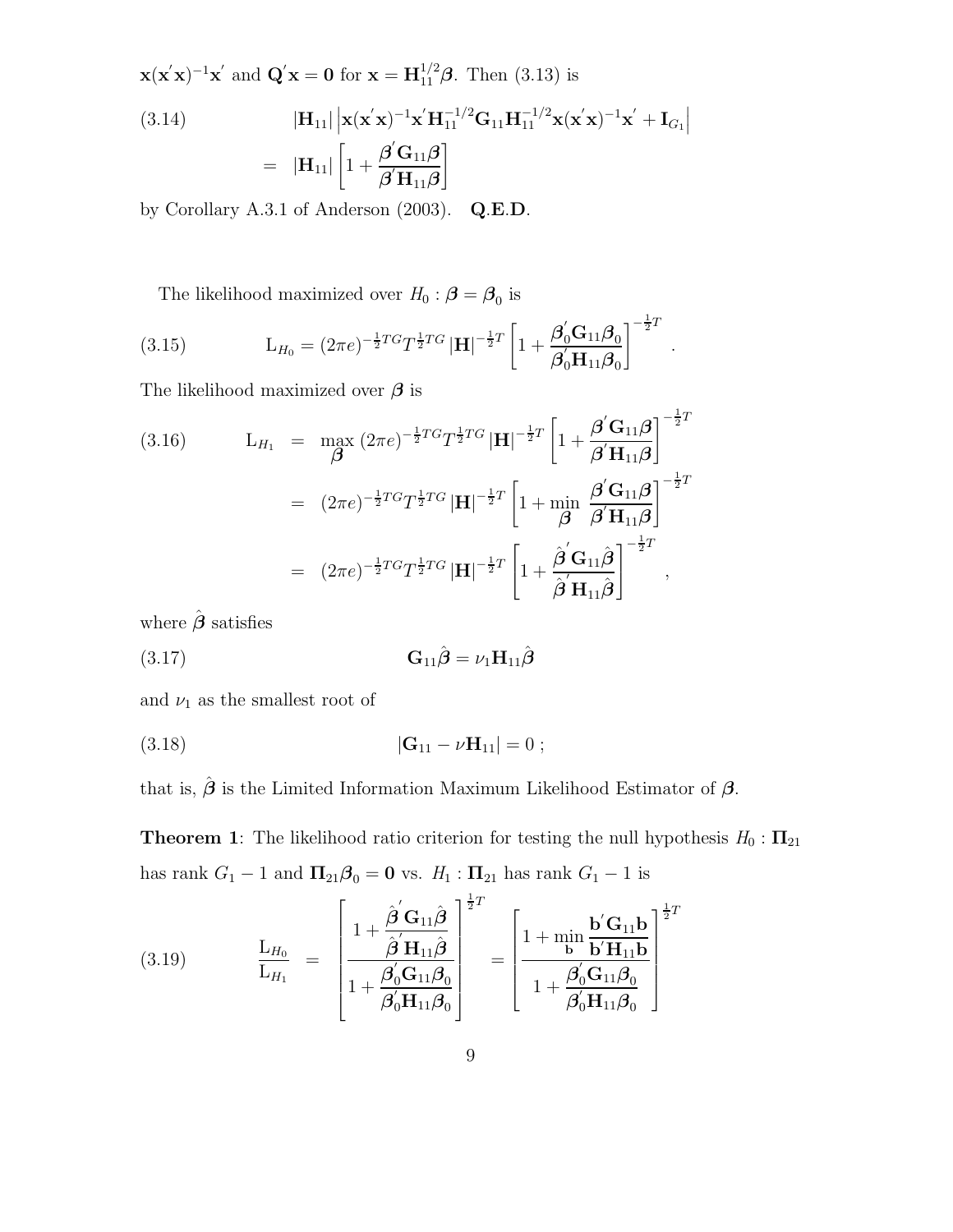$\mathbf{x}(\mathbf{x}'\mathbf{x})^{-1}\mathbf{x}'$ and $\mathbf{Q}'\mathbf{x} = \mathbf{0}$ for $\mathbf{x} = \mathbf{H}_{11}^{1/2}\boldsymbol{\beta}$. Then (3.13) is

$$
\begin{aligned}
(3.14) \qquad & |\mathbf{H}_{11}| \left| \mathbf{x}(\mathbf{x}'\mathbf{x})^{-1}\mathbf{x}'\mathbf{H}_{11}^{-1/2}\mathbf{G}_{11}\mathbf{H}_{11}^{-1/2}\mathbf{x}(\mathbf{x}'\mathbf{x})^{-1}\mathbf{x}' + \mathbf{I}_{G_1} \right| \\
= \; & |\mathbf{H}_{11}| \left[ 1 + \frac{\boldsymbol{\beta}'\mathbf{G}_{11}\boldsymbol{\beta}}{\boldsymbol{\beta}'\mathbf{H}_{11}\boldsymbol{\beta}} \right]
\end{aligned}
$$

by Corollary A.3.1 of Anderson (2003). **Q.E.D.**

The likelihood maximized over $H_0 : \boldsymbol{\beta} = \boldsymbol{\beta}_0$ is

$$
(3.15) \qquad \mathrm{L}_{H_0} = (2\pi e)^{-\frac{1}{2}TG} T^{\frac{1}{2}TG} |\mathbf{H}|^{-\frac{1}{2}T} \left[ 1 + \frac{\boldsymbol{\beta}_0'\mathbf{G}_{11}\boldsymbol{\beta}_0}{\boldsymbol{\beta}_0'\mathbf{H}_{11}\boldsymbol{\beta}_0} \right]^{-\frac{1}{2}T} .
$$

The likelihood maximized over $\boldsymbol{\beta}$ is

$$
\begin{aligned}
(3.16) \qquad \mathrm{L}_{H_1} &= \max_{\boldsymbol{\beta}} \, (2\pi e)^{-\frac{1}{2}TG} T^{\frac{1}{2}TG} |\mathbf{H}|^{-\frac{1}{2}T} \left[ 1 + \frac{\boldsymbol{\beta}'\mathbf{G}_{11}\boldsymbol{\beta}}{\boldsymbol{\beta}'\mathbf{H}_{11}\boldsymbol{\beta}} \right]^{-\frac{1}{2}T} \\
&= (2\pi e)^{-\frac{1}{2}TG} T^{\frac{1}{2}TG} |\mathbf{H}|^{-\frac{1}{2}T} \left[ 1 + \min_{\boldsymbol{\beta}} \, \frac{\boldsymbol{\beta}'\mathbf{G}_{11}\boldsymbol{\beta}}{\boldsymbol{\beta}'\mathbf{H}_{11}\boldsymbol{\beta}} \right]^{-\frac{1}{2}T} \\
&= (2\pi e)^{-\frac{1}{2}TG} T^{\frac{1}{2}TG} |\mathbf{H}|^{-\frac{1}{2}T} \left[ 1 + \frac{\hat{\boldsymbol{\beta}}'\mathbf{G}_{11}\hat{\boldsymbol{\beta}}}{\hat{\boldsymbol{\beta}}'\mathbf{H}_{11}\hat{\boldsymbol{\beta}}} \right]^{-\frac{1}{2}T} ,
\end{aligned}
$$

where $\hat{\boldsymbol{\beta}}$ satisfies

$$
(3.17) \qquad \mathbf{G}_{11}\hat{\boldsymbol{\beta}} = \nu_1 \mathbf{H}_{11}\hat{\boldsymbol{\beta}}
$$

and $\nu_1$ as the smallest root of

$$
(3.18) \qquad |\mathbf{G}_{11} - \nu \mathbf{H}_{11}| = 0 \, ;
$$

that is, $\hat{\boldsymbol{\beta}}$ is the Limited Information Maximum Likelihood Estimator of $\boldsymbol{\beta}$.

**Theorem 1**: The likelihood ratio criterion for testing the null hypothesis $H_0 : \boldsymbol{\Pi}_{21}$ has rank $G_1 - 1$ and $\boldsymbol{\Pi}_{21}\boldsymbol{\beta}_0 = \mathbf{0}$ vs. $H_1 : \boldsymbol{\Pi}_{21}$ has rank $G_1 - 1$ is

$$
(3.19) \qquad \frac{\mathrm{L}_{H_0}}{\mathrm{L}_{H_1}} = \left[ \frac{1 + \dfrac{\hat{\boldsymbol{\beta}}'\mathbf{G}_{11}\hat{\boldsymbol{\beta}}}{\hat{\boldsymbol{\beta}}'\mathbf{H}_{11}\hat{\boldsymbol{\beta}}}}{1 + \dfrac{\boldsymbol{\beta}_0'\mathbf{G}_{11}\boldsymbol{\beta}_0}{\boldsymbol{\beta}_0'\mathbf{H}_{11}\boldsymbol{\beta}_0}} \right]^{\frac{1}{2}T} = \left[ \frac{1 + \min_{\mathbf{b}} \dfrac{\mathbf{b}'\mathbf{G}_{11}\mathbf{b}}{\mathbf{b}'\mathbf{H}_{11}\mathbf{b}}}{1 + \dfrac{\boldsymbol{\beta}_0'\mathbf{G}_{11}\boldsymbol{\beta}_0}{\boldsymbol{\beta}_0'\mathbf{H}_{11}\boldsymbol{\beta}_0}} \right]^{\frac{1}{2}T}
$$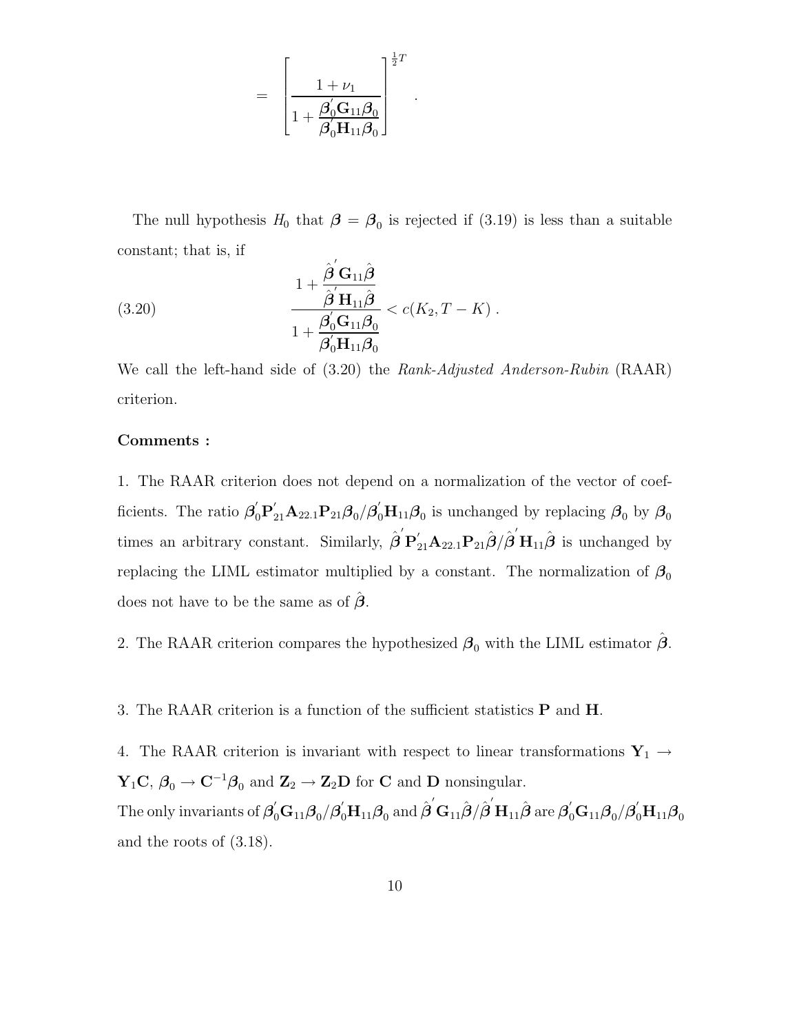$$= \left[ \frac{1 + \nu_1}{1 + \dfrac{\boldsymbol{\beta}_0' \mathbf{G}_{11} \boldsymbol{\beta}_0}{\boldsymbol{\beta}_0' \mathbf{H}_{11} \boldsymbol{\beta}_0}} \right]^{\frac{1}{2}T} .$$

The null hypothesis $H_0$ that $\boldsymbol{\beta} = \boldsymbol{\beta}_0$ is rejected if (3.19) is less than a suitable constant; that is, if

$$\frac{1 + \dfrac{\hat{\boldsymbol{\beta}}' \mathbf{G}_{11} \hat{\boldsymbol{\beta}}}{\hat{\boldsymbol{\beta}}' \mathbf{H}_{11} \hat{\boldsymbol{\beta}}}}{1 + \dfrac{\boldsymbol{\beta}_0' \mathbf{G}_{11} \boldsymbol{\beta}_0}{\boldsymbol{\beta}_0' \mathbf{H}_{11} \boldsymbol{\beta}_0}} < c(K_2, T - K) . \tag{3.20}$$

We call the left-hand side of (3.20) the *Rank-Adjusted Anderson-Rubin* (RAAR) criterion.

**Comments :**

1. The RAAR criterion does not depend on a normalization of the vector of coefficients. The ratio $\boldsymbol{\beta}_0' \mathbf{P}_{21}' \mathbf{A}_{22.1} \mathbf{P}_{21} \boldsymbol{\beta}_0 / \boldsymbol{\beta}_0' \mathbf{H}_{11} \boldsymbol{\beta}_0$ is unchanged by replacing $\boldsymbol{\beta}_0$ by $\boldsymbol{\beta}_0$ times an arbitrary constant. Similarly, $\hat{\boldsymbol{\beta}}' \mathbf{P}_{21}' \mathbf{A}_{22.1} \mathbf{P}_{21} \hat{\boldsymbol{\beta}} / \hat{\boldsymbol{\beta}}' \mathbf{H}_{11} \hat{\boldsymbol{\beta}}$ is unchanged by replacing the LIML estimator multiplied by a constant. The normalization of $\boldsymbol{\beta}_0$ does not have to be the same as of $\hat{\boldsymbol{\beta}}$.

2. The RAAR criterion compares the hypothesized $\boldsymbol{\beta}_0$ with the LIML estimator $\hat{\boldsymbol{\beta}}$.

3. The RAAR criterion is a function of the sufficient statistics $\mathbf{P}$ and $\mathbf{H}$.

4. The RAAR criterion is invariant with respect to linear transformations $\mathbf{Y}_1 \to \mathbf{Y}_1 \mathbf{C}$, $\boldsymbol{\beta}_0 \to \mathbf{C}^{-1} \boldsymbol{\beta}_0$ and $\mathbf{Z}_2 \to \mathbf{Z}_2 \mathbf{D}$ for $\mathbf{C}$ and $\mathbf{D}$ nonsingular.
The only invariants of $\boldsymbol{\beta}_0' \mathbf{G}_{11} \boldsymbol{\beta}_0 / \boldsymbol{\beta}_0' \mathbf{H}_{11} \boldsymbol{\beta}_0$ and $\hat{\boldsymbol{\beta}}' \mathbf{G}_{11} \hat{\boldsymbol{\beta}} / \hat{\boldsymbol{\beta}}' \mathbf{H}_{11} \hat{\boldsymbol{\beta}}$ are $\boldsymbol{\beta}_0' \mathbf{G}_{11} \boldsymbol{\beta}_0 / \boldsymbol{\beta}_0' \mathbf{H}_{11} \boldsymbol{\beta}_0$ and the roots of (3.18).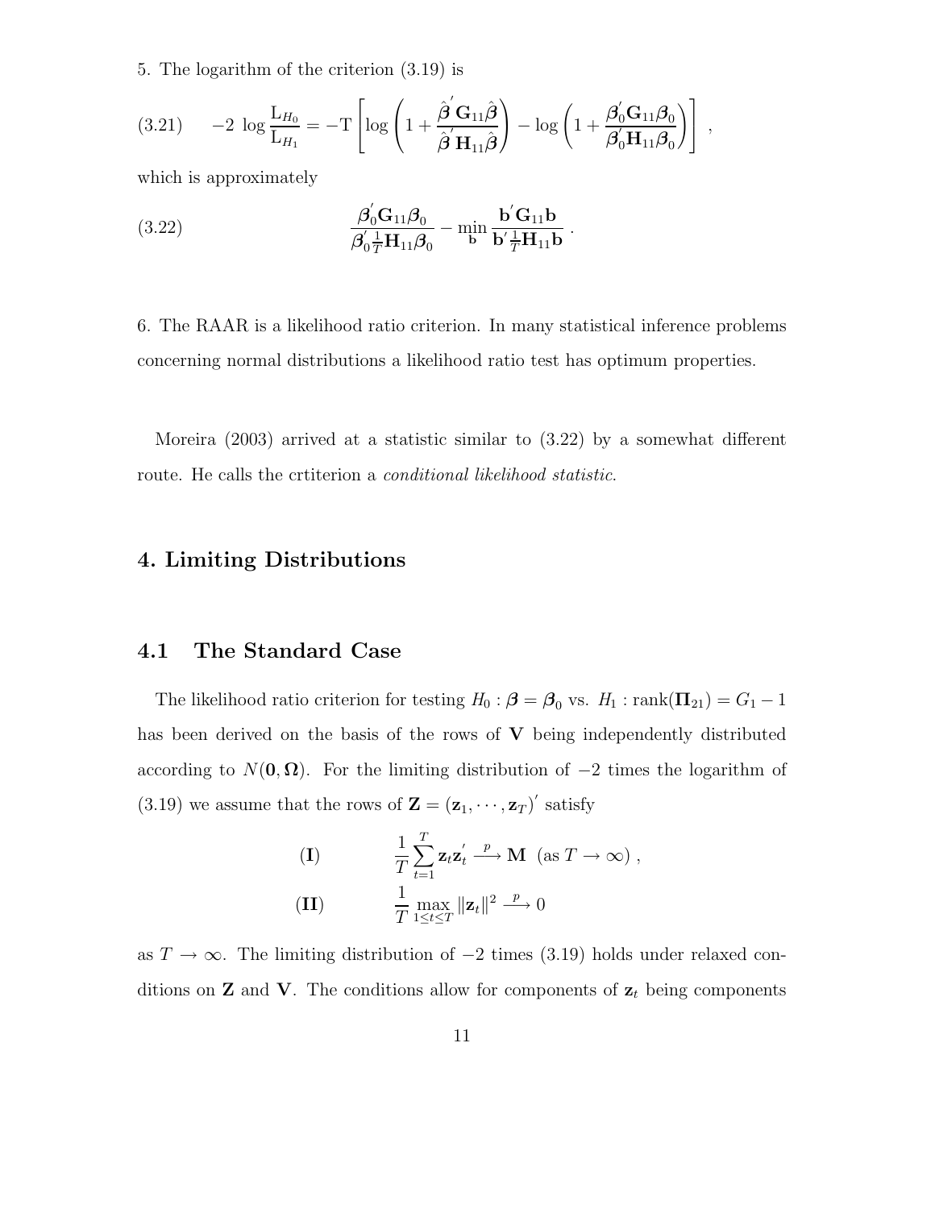5. The logarithm of the criterion (3.19) is

$$
(3.21) \qquad -2 \, \log \frac{\mathrm{L}_{H_0}}{\mathrm{L}_{H_1}} = -\mathrm{T} \left[ \log \left( 1 + \frac{\hat{\boldsymbol{\beta}}^{'} \mathbf{G}_{11} \hat{\boldsymbol{\beta}}}{\hat{\boldsymbol{\beta}}^{'} \mathbf{H}_{11} \hat{\boldsymbol{\beta}}} \right) - \log \left( 1 + \frac{\boldsymbol{\beta}_0^{'} \mathbf{G}_{11} \boldsymbol{\beta}_0}{\boldsymbol{\beta}_0^{'} \mathbf{H}_{11} \boldsymbol{\beta}_0} \right) \right] \, ,
$$

which is approximately

$$
(3.22) \qquad \frac{\boldsymbol{\beta}_0^{'} \mathbf{G}_{11} \boldsymbol{\beta}_0}{\boldsymbol{\beta}_0^{'} \frac{1}{T} \mathbf{H}_{11} \boldsymbol{\beta}_0} - \min_{\mathbf{b}} \frac{\mathbf{b}^{'} \mathbf{G}_{11} \mathbf{b}}{\mathbf{b}^{'} \frac{1}{T} \mathbf{H}_{11} \mathbf{b}} \, .
$$

6. The RAAR is a likelihood ratio criterion. In many statistical inference problems concerning normal distributions a likelihood ratio test has optimum properties.

Moreira (2003) arrived at a statistic similar to (3.22) by a somewhat different route. He calls the crtiterion a *conditional likelihood statistic*.

# 4. Limiting Distributions

## 4.1 The Standard Case

The likelihood ratio criterion for testing $H_0 : \boldsymbol{\beta} = \boldsymbol{\beta}_0$ vs. $H_1 : \mathrm{rank}(\boldsymbol{\Pi}_{21}) = G_1 - 1$ has been derived on the basis of the rows of $\mathbf{V}$ being independently distributed according to $N(\mathbf{0}, \boldsymbol{\Omega})$. For the limiting distribution of $-2$ times the logarithm of (3.19) we assume that the rows of $\mathbf{Z} = (\mathbf{z}_1, \cdots, \mathbf{z}_T)^{'}$ satisfy

$$
(\mathbf{I}) \qquad \frac{1}{T} \sum_{t=1}^{T} \mathbf{z}_t \mathbf{z}_t^{'} \xrightarrow{\ p\ } \mathbf{M} \ \ (\text{as } T \to \infty) \, ,
$$

$$
(\mathbf{II}) \qquad \frac{1}{T} \max_{1 \leq t \leq T} \|\mathbf{z}_t\|^2 \xrightarrow{\ p\ } 0
$$

as $T \to \infty$. The limiting distribution of $-2$ times (3.19) holds under relaxed conditions on $\mathbf{Z}$ and $\mathbf{V}$. The conditions allow for components of $\mathbf{z}_t$ being components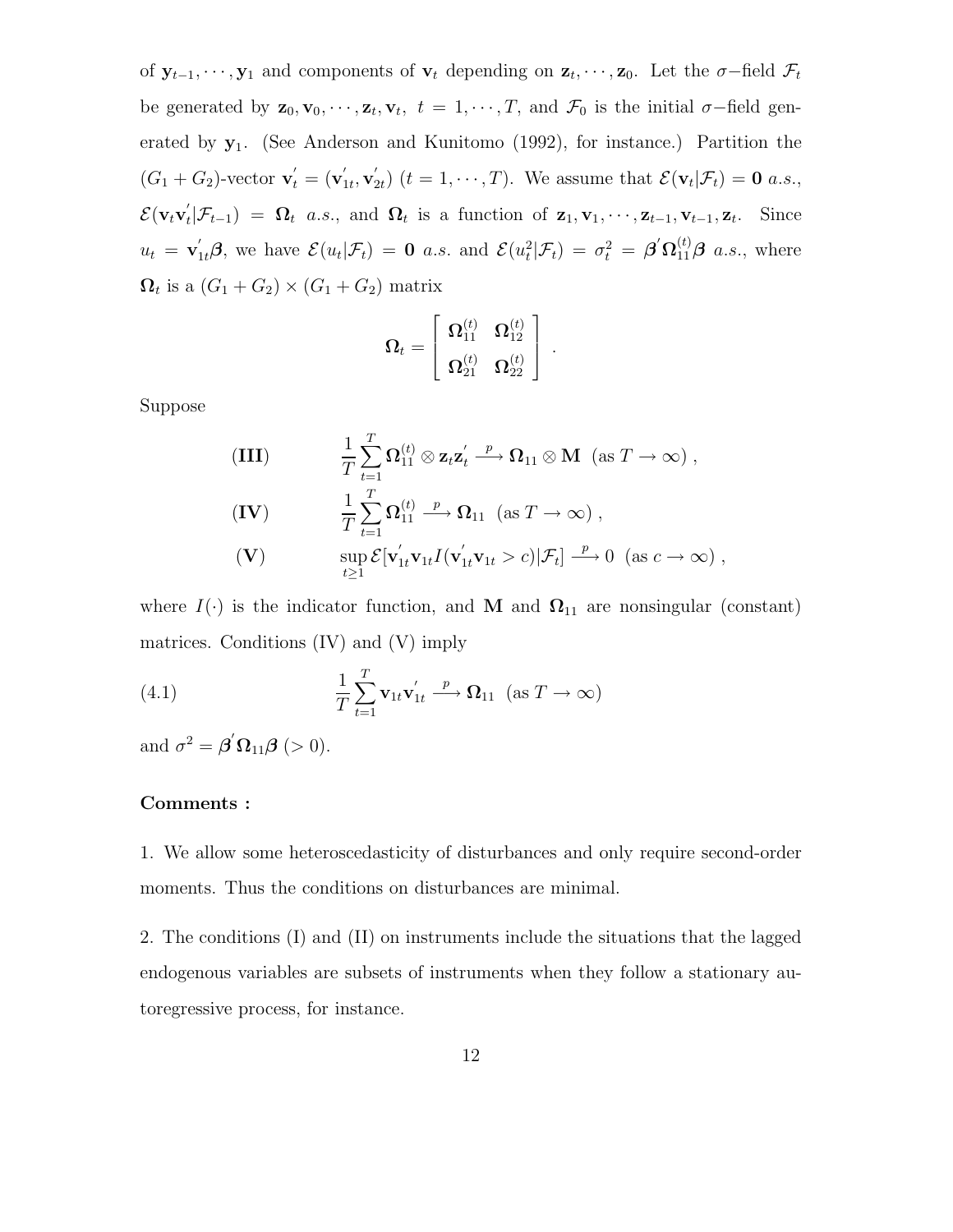of $\mathbf{y}_{t-1}, \cdots, \mathbf{y}_1$ and components of $\mathbf{v}_t$ depending on $\mathbf{z}_t, \cdots, \mathbf{z}_0$. Let the $\sigma-$field $\mathcal{F}_t$ be generated by $\mathbf{z}_0, \mathbf{v}_0, \cdots, \mathbf{z}_t, \mathbf{v}_t,\ t = 1, \cdots, T$, and $\mathcal{F}_0$ is the initial $\sigma-$field generated by $\mathbf{y}_1$. (See Anderson and Kunitomo (1992), for instance.) Partition the $(G_1 + G_2)$-vector $\mathbf{v}_t^{'} = (\mathbf{v}_{1t}^{'}, \mathbf{v}_{2t}^{'})$ $(t = 1, \cdots, T)$. We assume that $\mathcal{E}(\mathbf{v}_t | \mathcal{F}_t) = \mathbf{0}$ *a.s.*, $\mathcal{E}(\mathbf{v}_t \mathbf{v}_t^{'} | \mathcal{F}_{t-1}) = \mathbf{\Omega}_t$ *a.s.*, and $\mathbf{\Omega}_t$ is a function of $\mathbf{z}_1, \mathbf{v}_1, \cdots, \mathbf{z}_{t-1}, \mathbf{v}_{t-1}, \mathbf{z}_t$. Since $u_t = \mathbf{v}_{1t}^{'} \boldsymbol{\beta}$, we have $\mathcal{E}(u_t | \mathcal{F}_t) = \mathbf{0}$ *a.s.* and $\mathcal{E}(u_t^2 | \mathcal{F}_t) = \sigma_t^2 = \boldsymbol{\beta}^{'} \mathbf{\Omega}_{11}^{(t)} \boldsymbol{\beta}$ *a.s.*, where $\mathbf{\Omega}_t$ is a $(G_1 + G_2) \times (G_1 + G_2)$ matrix

$$
\mathbf{\Omega}_t = \begin{bmatrix} \mathbf{\Omega}_{11}^{(t)} & \mathbf{\Omega}_{12}^{(t)} \\ \mathbf{\Omega}_{21}^{(t)} & \mathbf{\Omega}_{22}^{(t)} \end{bmatrix} .
$$

Suppose

$$
\textbf{(III)} \qquad \frac{1}{T} \sum_{t=1}^{T} \mathbf{\Omega}_{11}^{(t)} \otimes \mathbf{z}_t \mathbf{z}_t^{'} \xrightarrow{\ p\ } \mathbf{\Omega}_{11} \otimes \mathbf{M} \ \ (\text{as } T \to \infty) \ ,
$$

$$
\textbf{(IV)} \qquad \frac{1}{T} \sum_{t=1}^{T} \mathbf{\Omega}_{11}^{(t)} \xrightarrow{\ p\ } \mathbf{\Omega}_{11} \ \ (\text{as } T \to \infty) \ ,
$$

$$
\textbf{(V)} \qquad \sup_{t \geq 1} \mathcal{E}[\mathbf{v}_{1t}^{'} \mathbf{v}_{1t} I(\mathbf{v}_{1t}^{'} \mathbf{v}_{1t} > c) | \mathcal{F}_t] \xrightarrow{\ p\ } 0 \ \ (\text{as } c \to \infty) \ ,
$$

where $I(\cdot)$ is the indicator function, and $\mathbf{M}$ and $\mathbf{\Omega}_{11}$ are nonsingular (constant) matrices. Conditions (IV) and (V) imply

$$
(4.1) \qquad \frac{1}{T} \sum_{t=1}^{T} \mathbf{v}_{1t} \mathbf{v}_{1t}^{'} \xrightarrow{\ p\ } \mathbf{\Omega}_{11} \ \ (\text{as } T \to \infty)
$$

and $\sigma^2 = \boldsymbol{\beta}^{'} \mathbf{\Omega}_{11} \boldsymbol{\beta}$ $(> 0)$.

**Comments :**

1. We allow some heteroscedasticity of disturbances and only require second-order moments. Thus the conditions on disturbances are minimal.

2. The conditions (I) and (II) on instruments include the situations that the lagged endogenous variables are subsets of instruments when they follow a stationary autoregressive process, for instance.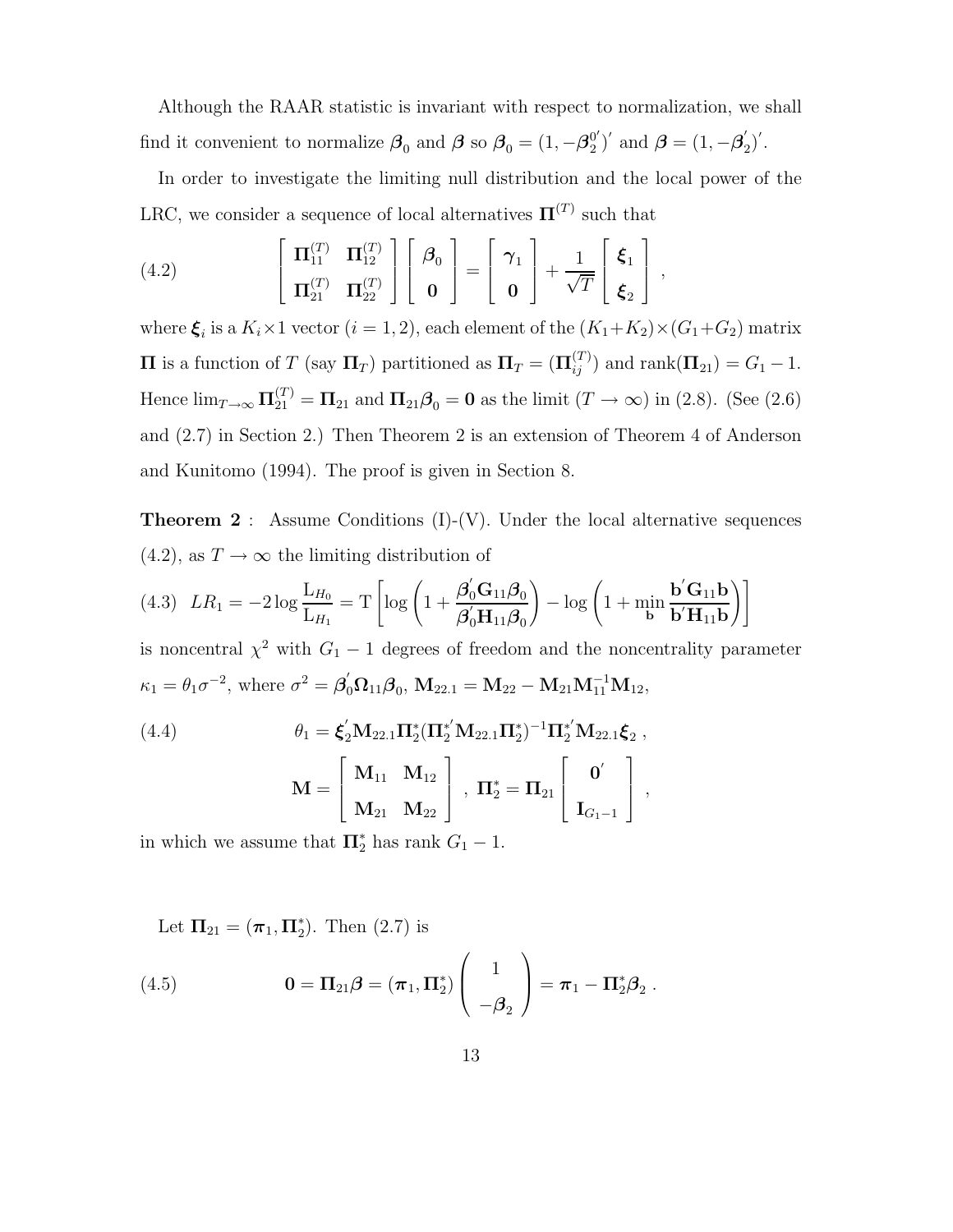Although the RAAR statistic is invariant with respect to normalization, we shall find it convenient to normalize $\boldsymbol{\beta}_0$ and $\boldsymbol{\beta}$ so $\boldsymbol{\beta}_0 = (1, -\boldsymbol{\beta}_2^{0'})'$ and $\boldsymbol{\beta} = (1, -\boldsymbol{\beta}_2^{'})'$.

In order to investigate the limiting null distribution and the local power of the LRC, we consider a sequence of local alternatives $\boldsymbol{\Pi}^{(T)}$ such that

$$
\left[ \begin{array}{cc} \boldsymbol{\Pi}_{11}^{(T)} & \boldsymbol{\Pi}_{12}^{(T)} \\ \boldsymbol{\Pi}_{21}^{(T)} & \boldsymbol{\Pi}_{22}^{(T)} \end{array} \right] \left[ \begin{array}{c} \boldsymbol{\beta}_0 \\ \mathbf{0} \end{array} \right] = \left[ \begin{array}{c} \boldsymbol{\gamma}_1 \\ \mathbf{0} \end{array} \right] + \frac{1}{\sqrt{T}} \left[ \begin{array}{c} \boldsymbol{\xi}_1 \\ \boldsymbol{\xi}_2 \end{array} \right] , \tag{4.2}
$$

where $\boldsymbol{\xi}_i$ is a $K_i \times 1$ vector $(i = 1, 2)$, each element of the $(K_1 + K_2) \times (G_1 + G_2)$ matrix $\boldsymbol{\Pi}$ is a function of $T$ (say $\boldsymbol{\Pi}_T$) partitioned as $\boldsymbol{\Pi}_T = (\boldsymbol{\Pi}_{ij}^{(T)})$ and $\text{rank}(\boldsymbol{\Pi}_{21}) = G_1 - 1$. Hence $\lim_{T \to \infty} \boldsymbol{\Pi}_{21}^{(T)} = \boldsymbol{\Pi}_{21}$ and $\boldsymbol{\Pi}_{21}\boldsymbol{\beta}_0 = \mathbf{0}$ as the limit $(T \to \infty)$ in (2.8). (See (2.6) and (2.7) in Section 2.) Then Theorem 2 is an extension of Theorem 4 of Anderson and Kunitomo (1994). The proof is given in Section 8.

**Theorem 2** : Assume Conditions (I)-(V). Under the local alternative sequences (4.2), as $T \to \infty$ the limiting distribution of

$$
LR_1 = -2 \log \frac{\mathrm{L}_{H_0}}{\mathrm{L}_{H_1}} = \mathrm{T} \left[ \log \left( 1 + \frac{\boldsymbol{\beta}_0^{'} \mathbf{G}_{11} \boldsymbol{\beta}_0}{\boldsymbol{\beta}_0^{'} \mathbf{H}_{11} \boldsymbol{\beta}_0} \right) - \log \left( 1 + \min_{\mathbf{b}} \frac{\mathbf{b}^{'} \mathbf{G}_{11} \mathbf{b}}{\mathbf{b}^{'} \mathbf{H}_{11} \mathbf{b}} \right) \right] \tag{4.3}
$$

is noncentral $\chi^2$ with $G_1 - 1$ degrees of freedom and the noncentrality parameter $\kappa_1 = \theta_1 \sigma^{-2}$, where $\sigma^2 = \boldsymbol{\beta}_0^{'} \boldsymbol{\Omega}_{11} \boldsymbol{\beta}_0$, $\mathbf{M}_{22.1} = \mathbf{M}_{22} - \mathbf{M}_{21}\mathbf{M}_{11}^{-1}\mathbf{M}_{12}$,

$$
\theta_1 = \boldsymbol{\xi}_2^{'} \mathbf{M}_{22.1} \boldsymbol{\Pi}_2^{*} (\boldsymbol{\Pi}_2^{*'} \mathbf{M}_{22.1} \boldsymbol{\Pi}_2^{*})^{-1} \boldsymbol{\Pi}_2^{*'} \mathbf{M}_{22.1} \boldsymbol{\xi}_2 \ , \tag{4.4}
$$

$$
\mathbf{M} = \left[ \begin{array}{cc} \mathbf{M}_{11} & \mathbf{M}_{12} \\ \mathbf{M}_{21} & \mathbf{M}_{22} \end{array} \right] \ , \ \boldsymbol{\Pi}_2^{*} = \boldsymbol{\Pi}_{21} \left[ \begin{array}{c} \mathbf{0}^{'} \\ \mathbf{I}_{G_1 - 1} \end{array} \right] \ ,
$$

in which we assume that $\boldsymbol{\Pi}_2^{*}$ has rank $G_1 - 1$.

Let $\boldsymbol{\Pi}_{21} = (\boldsymbol{\pi}_1, \boldsymbol{\Pi}_2^{*})$. Then (2.7) is

$$
\mathbf{0} = \boldsymbol{\Pi}_{21} \boldsymbol{\beta} = (\boldsymbol{\pi}_1, \boldsymbol{\Pi}_2^{*}) \left( \begin{array}{c} 1 \\ -\boldsymbol{\beta}_2 \end{array} \right) = \boldsymbol{\pi}_1 - \boldsymbol{\Pi}_2^{*} \boldsymbol{\beta}_2 \ . \tag{4.5}
$$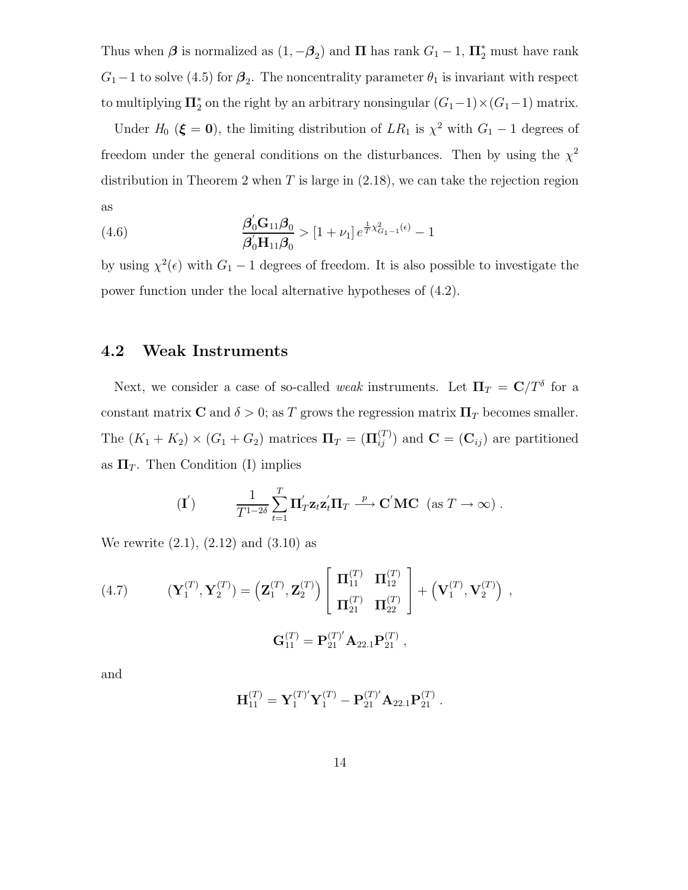Thus when $\boldsymbol{\beta}$ is normalized as $(1, -\boldsymbol{\beta}_2)$ and $\boldsymbol{\Pi}$ has rank $G_1 - 1$, $\boldsymbol{\Pi}_2^*$ must have rank $G_1 - 1$ to solve (4.5) for $\boldsymbol{\beta}_2$. The noncentrality parameter $\theta_1$ is invariant with respect to multiplying $\boldsymbol{\Pi}_2^*$ on the right by an arbitrary nonsingular $(G_1-1)\times(G_1-1)$ matrix.

Under $H_0$ ($\boldsymbol{\xi} = \mathbf{0}$), the limiting distribution of $LR_1$ is $\chi^2$ with $G_1 - 1$ degrees of freedom under the general conditions on the disturbances. Then by using the $\chi^2$ distribution in Theorem 2 when $T$ is large in (2.18), we can take the rejection region as

$$\frac{\boldsymbol{\beta}_0^{'}\mathbf{G}_{11}\boldsymbol{\beta}_0}{\boldsymbol{\beta}_0^{'}\mathbf{H}_{11}\boldsymbol{\beta}_0} > [1+\nu_1]\, e^{\frac{1}{T}\chi^2_{G_1-1}(\epsilon)} - 1 \tag{4.6}$$

by using $\chi^2(\epsilon)$ with $G_1 - 1$ degrees of freedom. It is also possible to investigate the power function under the local alternative hypotheses of (4.2).

## 4.2 Weak Instruments

Next, we consider a case of so-called *weak* instruments. Let $\boldsymbol{\Pi}_T = \mathbf{C}/T^{\delta}$ for a constant matrix $\mathbf{C}$ and $\delta > 0$; as $T$ grows the regression matrix $\boldsymbol{\Pi}_T$ becomes smaller. The $(K_1+K_2)\times(G_1+G_2)$ matrices $\boldsymbol{\Pi}_T = (\boldsymbol{\Pi}_{ij}^{(T)})$ and $\mathbf{C} = (\mathbf{C}_{ij})$ are partitioned as $\boldsymbol{\Pi}_T$. Then Condition (I) implies

$$(\mathbf{I}^{'}) \qquad \frac{1}{T^{1-2\delta}}\sum_{t=1}^{T}\boldsymbol{\Pi}_T^{'}\mathbf{z}_t\mathbf{z}_t^{'}\boldsymbol{\Pi}_T \xrightarrow{\ p\ } \mathbf{C}^{'}\mathbf{M}\mathbf{C} \ \ (\text{as } T\to\infty)\,.$$

We rewrite (2.1), (2.12) and (3.10) as

$$(\mathbf{Y}_1^{(T)}, \mathbf{Y}_2^{(T)}) = \left(\mathbf{Z}_1^{(T)}, \mathbf{Z}_2^{(T)}\right)\begin{bmatrix} \boldsymbol{\Pi}_{11}^{(T)} & \boldsymbol{\Pi}_{12}^{(T)} \\ \boldsymbol{\Pi}_{21}^{(T)} & \boldsymbol{\Pi}_{22}^{(T)} \end{bmatrix} + \left(\mathbf{V}_1^{(T)}, \mathbf{V}_2^{(T)}\right)\,, \tag{4.7}$$

$$\mathbf{G}_{11}^{(T)} = \mathbf{P}_{21}^{(T)'}\mathbf{A}_{22.1}\mathbf{P}_{21}^{(T)}\,,$$

and

$$\mathbf{H}_{11}^{(T)} = \mathbf{Y}_1^{(T)'}\mathbf{Y}_1^{(T)} - \mathbf{P}_{21}^{(T)'}\mathbf{A}_{22.1}\mathbf{P}_{21}^{(T)}\,.$$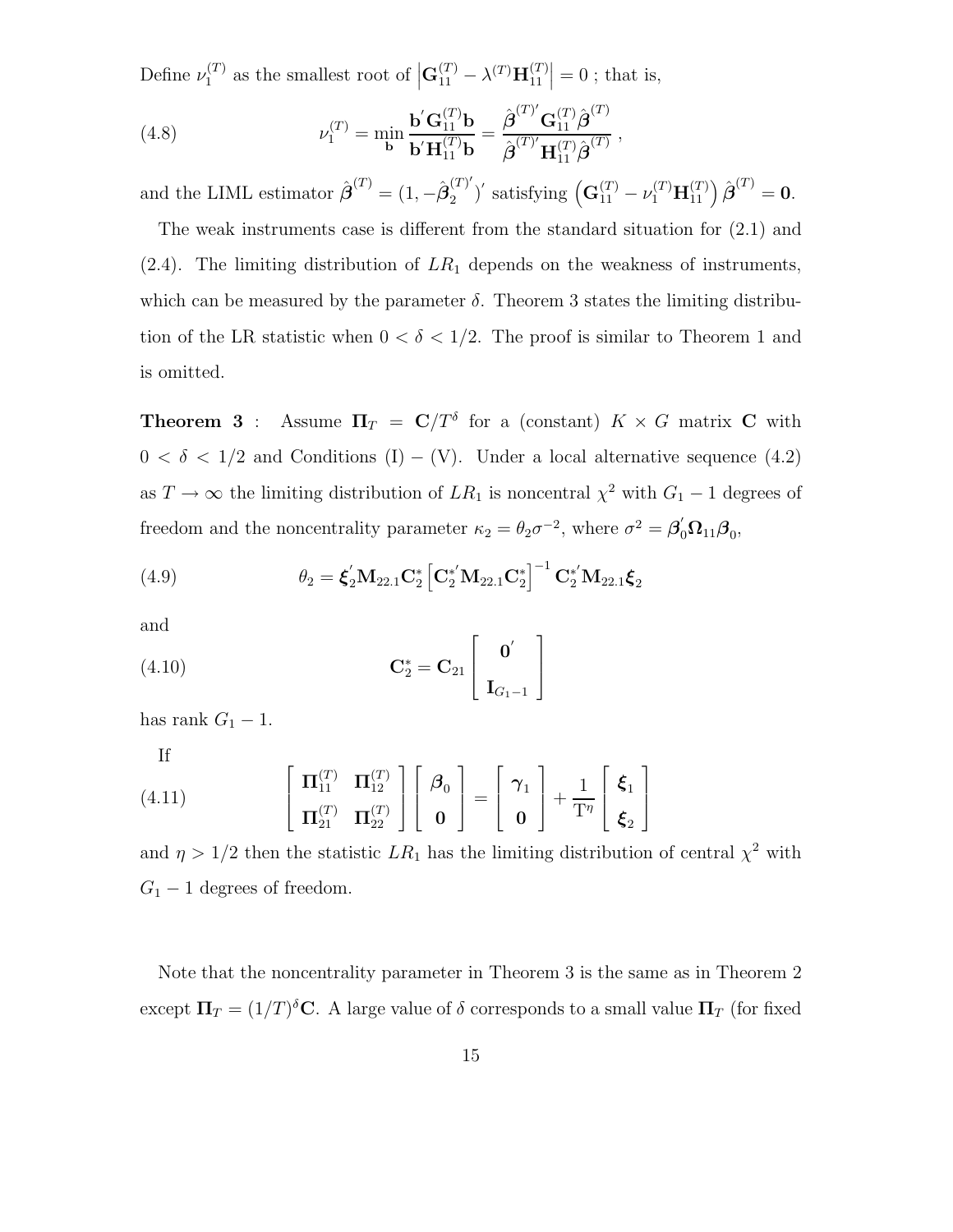Define $\nu_1^{(T)}$ as the smallest root of $\left|\mathbf{G}_{11}^{(T)} - \lambda^{(T)}\mathbf{H}_{11}^{(T)}\right| = 0$ ; that is,

$$\nu_1^{(T)} = \min_{\mathbf{b}} \frac{\mathbf{b}'\mathbf{G}_{11}^{(T)}\mathbf{b}}{\mathbf{b}'\mathbf{H}_{11}^{(T)}\mathbf{b}} = \frac{\hat{\boldsymbol{\beta}}^{(T)'}\mathbf{G}_{11}^{(T)}\hat{\boldsymbol{\beta}}^{(T)}}{\hat{\boldsymbol{\beta}}^{(T)'}\mathbf{H}_{11}^{(T)}\hat{\boldsymbol{\beta}}^{(T)}} , \tag{4.8}$$

and the LIML estimator $\hat{\boldsymbol{\beta}}^{(T)} = (1, -\hat{\boldsymbol{\beta}}_2^{(T)'})'$ satisfying $\left(\mathbf{G}_{11}^{(T)} - \nu_1^{(T)}\mathbf{H}_{11}^{(T)}\right)\hat{\boldsymbol{\beta}}^{(T)} = \mathbf{0}$.

The weak instruments case is different from the standard situation for (2.1) and (2.4). The limiting distribution of $LR_1$ depends on the weakness of instruments, which can be measured by the parameter $\delta$. Theorem 3 states the limiting distribution of the LR statistic when $0 < \delta < 1/2$. The proof is similar to Theorem 1 and is omitted.

**Theorem 3** : Assume $\mathbf{\Pi}_T = \mathbf{C}/T^\delta$ for a (constant) $K \times G$ matrix $\mathbf{C}$ with $0 < \delta < 1/2$ and Conditions (I) $-$ (V). Under a local alternative sequence (4.2) as $T \to \infty$ the limiting distribution of $LR_1$ is noncentral $\chi^2$ with $G_1 - 1$ degrees of freedom and the noncentrality parameter $\kappa_2 = \theta_2\sigma^{-2}$, where $\sigma^2 = \boldsymbol{\beta}_0'\mathbf{\Omega}_{11}\boldsymbol{\beta}_0$,

$$\theta_2 = \boldsymbol{\xi}_2'\mathbf{M}_{22.1}\mathbf{C}_2^*\left[\mathbf{C}_2^{*'}\mathbf{M}_{22.1}\mathbf{C}_2^*\right]^{-1}\mathbf{C}_2^{*'}\mathbf{M}_{22.1}\boldsymbol{\xi}_2 \tag{4.9}$$

and

$$\mathbf{C}_2^* = \mathbf{C}_{21}\begin{bmatrix} \mathbf{0}' \\ \mathbf{I}_{G_1-1} \end{bmatrix} \tag{4.10}$$

has rank $G_1 - 1$.

If

$$\begin{bmatrix} \mathbf{\Pi}_{11}^{(T)} & \mathbf{\Pi}_{12}^{(T)} \\ \mathbf{\Pi}_{21}^{(T)} & \mathbf{\Pi}_{22}^{(T)} \end{bmatrix}\begin{bmatrix} \boldsymbol{\beta}_0 \\ \mathbf{0} \end{bmatrix} = \begin{bmatrix} \boldsymbol{\gamma}_1 \\ \mathbf{0} \end{bmatrix} + \frac{1}{T^\eta}\begin{bmatrix} \boldsymbol{\xi}_1 \\ \boldsymbol{\xi}_2 \end{bmatrix} \tag{4.11}$$

and $\eta > 1/2$ then the statistic $LR_1$ has the limiting distribution of central $\chi^2$ with $G_1 - 1$ degrees of freedom.

Note that the noncentrality parameter in Theorem 3 is the same as in Theorem 2 except $\mathbf{\Pi}_T = (1/T)^\delta\mathbf{C}$. A large value of $\delta$ corresponds to a small value $\mathbf{\Pi}_T$ (for fixed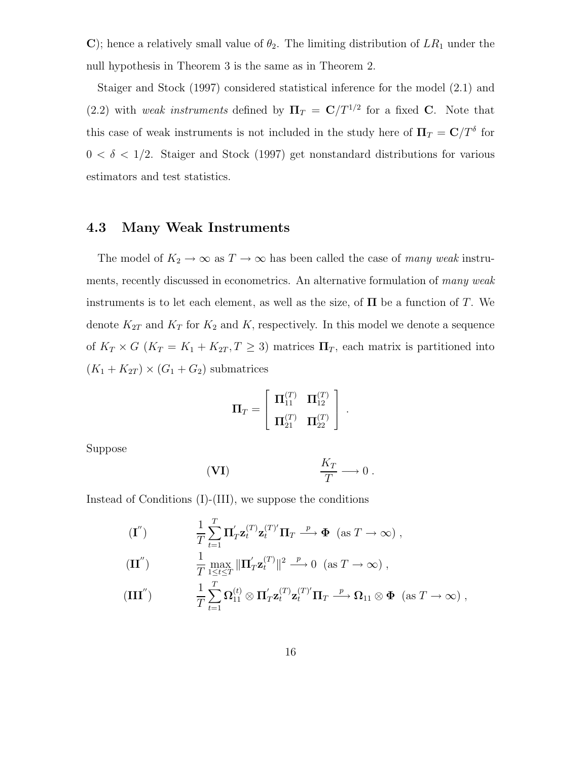**C**); hence a relatively small value of $\theta_2$. The limiting distribution of $LR_1$ under the null hypothesis in Theorem 3 is the same as in Theorem 2.

Staiger and Stock (1997) considered statistical inference for the model (2.1) and (2.2) with *weak instruments* defined by $\mathbf{\Pi}_T = \mathbf{C}/T^{1/2}$ for a fixed $\mathbf{C}$. Note that this case of weak instruments is not included in the study here of $\mathbf{\Pi}_T = \mathbf{C}/T^{\delta}$ for $0 < \delta < 1/2$. Staiger and Stock (1997) get nonstandard distributions for various estimators and test statistics.

### 4.3 Many Weak Instruments

The model of $K_2 \to \infty$ as $T \to \infty$ has been called the case of *many weak* instruments, recently discussed in econometrics. An alternative formulation of *many weak* instruments is to let each element, as well as the size, of $\mathbf{\Pi}$ be a function of $T$. We denote $K_{2T}$ and $K_T$ for $K_2$ and $K$, respectively. In this model we denote a sequence of $K_T \times G$ ($K_T = K_1 + K_{2T}, T \geq 3$) matrices $\mathbf{\Pi}_T$, each matrix is partitioned into $(K_1 + K_{2T}) \times (G_1 + G_2)$ submatrices

$$\mathbf{\Pi}_T = \left[ \begin{array}{cc} \mathbf{\Pi}_{11}^{(T)} & \mathbf{\Pi}_{12}^{(T)} \\ \mathbf{\Pi}_{21}^{(T)} & \mathbf{\Pi}_{22}^{(T)} \end{array} \right] .$$

Suppose

$$(\mathbf{VI}) \qquad\qquad \frac{K_T}{T} \longrightarrow 0 .$$

Instead of Conditions (I)-(III), we suppose the conditions

$$(\mathbf{I}'') \qquad \frac{1}{T}\sum_{t=1}^{T} \mathbf{\Pi}_T^{'} \mathbf{z}_t^{(T)} \mathbf{z}_t^{(T)'} \mathbf{\Pi}_T \xrightarrow{\ p\ } \mathbf{\Phi} \ \ (\text{as } T \to \infty) ,$$

$$(\mathbf{II}'') \qquad \frac{1}{T} \max_{1 \leq t \leq T} \|\mathbf{\Pi}_T^{'} \mathbf{z}_t^{(T)}\|^2 \xrightarrow{\ p\ } 0 \ \ (\text{as } T \to \infty) ,$$

$$(\mathbf{III}'') \qquad \frac{1}{T}\sum_{t=1}^{T} \mathbf{\Omega}_{11}^{(t)} \otimes \mathbf{\Pi}_T^{'} \mathbf{z}_t^{(T)} \mathbf{z}_t^{(T)'} \mathbf{\Pi}_T \xrightarrow{\ p\ } \mathbf{\Omega}_{11} \otimes \mathbf{\Phi} \ \ (\text{as } T \to \infty) ,$$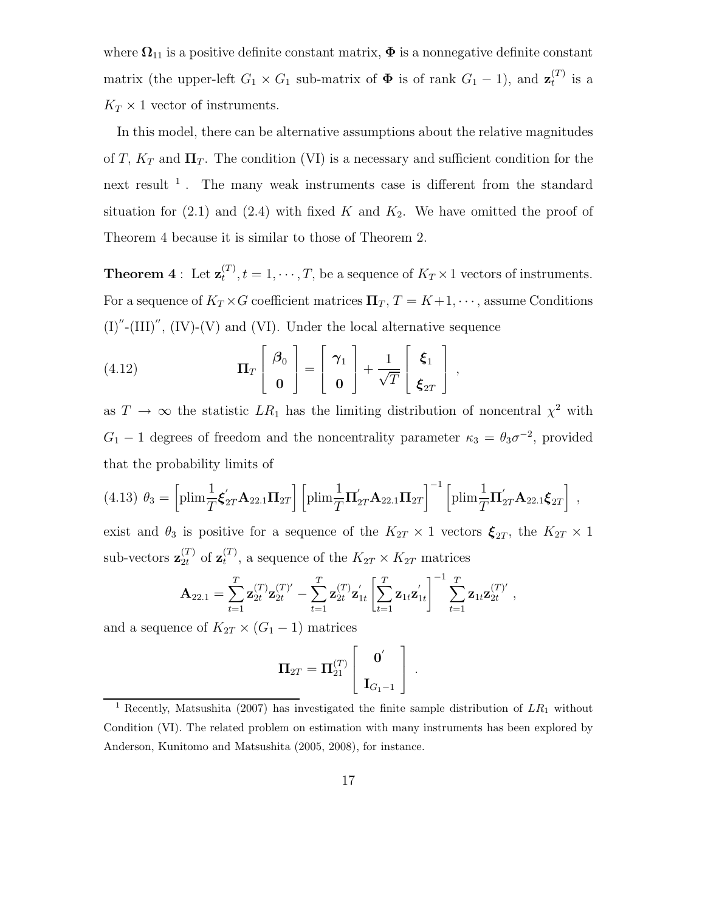where $\mathbf{\Omega}_{11}$ is a positive definite constant matrix, $\mathbf{\Phi}$ is a nonnegative definite constant matrix (the upper-left $G_1 \times G_1$ sub-matrix of $\mathbf{\Phi}$ is of rank $G_1 - 1$), and $\mathbf{z}_t^{(T)}$ is a $K_T \times 1$ vector of instruments.

In this model, there can be alternative assumptions about the relative magnitudes of $T$, $K_T$ and $\mathbf{\Pi}_T$. The condition (VI) is a necessary and sufficient condition for the next result [1]. The many weak instruments case is different from the standard situation for (2.1) and (2.4) with fixed $K$ and $K_2$. We have omitted the proof of Theorem 4 because it is similar to those of Theorem 2.

**Theorem 4** : Let $\mathbf{z}_t^{(T)}, t = 1, \cdots, T$, be a sequence of $K_T \times 1$ vectors of instruments. For a sequence of $K_T \times G$ coefficient matrices $\mathbf{\Pi}_T$, $T = K+1, \cdots$, assume Conditions $(\mathrm{I})''$-$(\mathrm{III})''$, (IV)-(V) and (VI). Under the local alternative sequence

$$
(4.12) \qquad \mathbf{\Pi}_T \begin{bmatrix} \boldsymbol{\beta}_0 \\ \mathbf{0} \end{bmatrix} = \begin{bmatrix} \boldsymbol{\gamma}_1 \\ \mathbf{0} \end{bmatrix} + \frac{1}{\sqrt{T}} \begin{bmatrix} \boldsymbol{\xi}_1 \\ \boldsymbol{\xi}_{2T} \end{bmatrix} ,
$$

as $T \to \infty$ the statistic $LR_1$ has the limiting distribution of noncentral $\chi^2$ with $G_1 - 1$ degrees of freedom and the noncentrality parameter $\kappa_3 = \theta_3 \sigma^{-2}$, provided that the probability limits of

$$
(4.13) \ \theta_3 = \left[\mathrm{plim} \frac{1}{T} \boldsymbol{\xi}_{2T}' \mathbf{A}_{22.1} \mathbf{\Pi}_{2T}\right] \left[\mathrm{plim} \frac{1}{T} \mathbf{\Pi}_{2T}' \mathbf{A}_{22.1} \mathbf{\Pi}_{2T}\right]^{-1} \left[\mathrm{plim} \frac{1}{T} \mathbf{\Pi}_{2T}' \mathbf{A}_{22.1} \boldsymbol{\xi}_{2T}\right] ,
$$

exist and $\theta_3$ is positive for a sequence of the $K_{2T} \times 1$ vectors $\boldsymbol{\xi}_{2T}$, the $K_{2T} \times 1$ sub-vectors $\mathbf{z}_{2t}^{(T)}$ of $\mathbf{z}_t^{(T)}$, a sequence of the $K_{2T} \times K_{2T}$ matrices

$$
\mathbf{A}_{22.1} = \sum_{t=1}^{T} \mathbf{z}_{2t}^{(T)} \mathbf{z}_{2t}^{(T)'} - \sum_{t=1}^{T} \mathbf{z}_{2t}^{(T)} \mathbf{z}_{1t}' \left[\sum_{t=1}^{T} \mathbf{z}_{1t} \mathbf{z}_{1t}'\right]^{-1} \sum_{t=1}^{T} \mathbf{z}_{1t} \mathbf{z}_{2t}^{(T)'} ,
$$

and a sequence of $K_{2T} \times (G_1 - 1)$ matrices

$$
\mathbf{\Pi}_{2T} = \mathbf{\Pi}_{21}^{(T)} \begin{bmatrix} \mathbf{0}' \\ \mathbf{I}_{G_1 - 1} \end{bmatrix} .
$$

---

[1] Recently, Matsushita (2007) has investigated the finite sample distribution of $LR_1$ without Condition (VI). The related problem on estimation with many instruments has been explored by Anderson, Kunitomo and Matsushita (2005, 2008), for instance.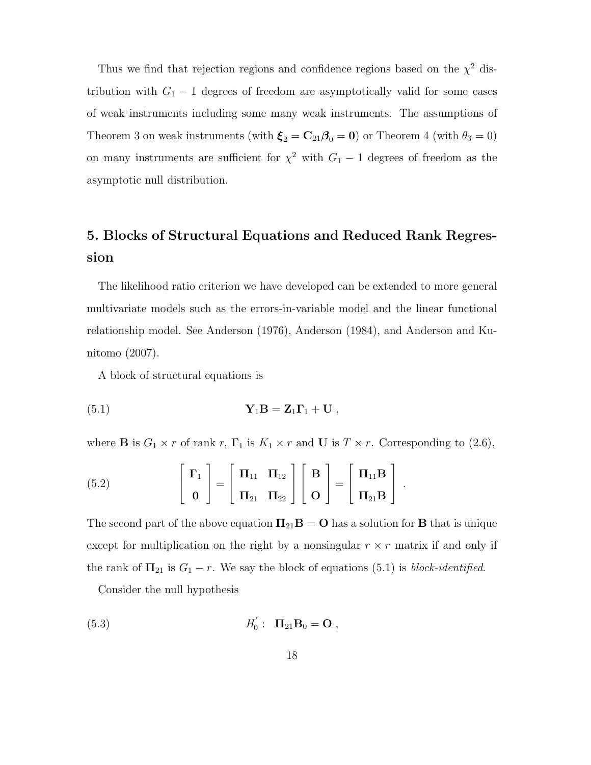Thus we find that rejection regions and confidence regions based on the $\chi^2$ distribution with $G_1 - 1$ degrees of freedom are asymptotically valid for some cases of weak instruments including some many weak instruments. The assumptions of Theorem 3 on weak instruments (with $\boldsymbol{\xi}_2 = \mathbf{C}_{21}\boldsymbol{\beta}_0 = \mathbf{0}$) or Theorem 4 (with $\theta_3 = 0$) on many instruments are sufficient for $\chi^2$ with $G_1 - 1$ degrees of freedom as the asymptotic null distribution.

## 5. Blocks of Structural Equations and Reduced Rank Regression

The likelihood ratio criterion we have developed can be extended to more general multivariate models such as the errors-in-variable model and the linear functional relationship model. See Anderson (1976), Anderson (1984), and Anderson and Kunitomo (2007).

A block of structural equations is

$$\mathbf{Y}_1\mathbf{B} = \mathbf{Z}_1\boldsymbol{\Gamma}_1 + \mathbf{U} \ , \tag{5.1}$$

where $\mathbf{B}$ is $G_1 \times r$ of rank $r$, $\boldsymbol{\Gamma}_1$ is $K_1 \times r$ and $\mathbf{U}$ is $T \times r$. Corresponding to (2.6),

$$\begin{bmatrix} \boldsymbol{\Gamma}_1 \\ \mathbf{0} \end{bmatrix} = \begin{bmatrix} \boldsymbol{\Pi}_{11} & \boldsymbol{\Pi}_{12} \\ \boldsymbol{\Pi}_{21} & \boldsymbol{\Pi}_{22} \end{bmatrix} \begin{bmatrix} \mathbf{B} \\ \mathbf{O} \end{bmatrix} = \begin{bmatrix} \boldsymbol{\Pi}_{11}\mathbf{B} \\ \boldsymbol{\Pi}_{21}\mathbf{B} \end{bmatrix} . \tag{5.2}$$

The second part of the above equation $\boldsymbol{\Pi}_{21}\mathbf{B} = \mathbf{O}$ has a solution for $\mathbf{B}$ that is unique except for multiplication on the right by a nonsingular $r \times r$ matrix if and only if the rank of $\boldsymbol{\Pi}_{21}$ is $G_1 - r$. We say the block of equations (5.1) is *block-identified*.

Consider the null hypothesis

$$H_0^{'} : \ \ \boldsymbol{\Pi}_{21}\mathbf{B}_0 = \mathbf{O} \ , \tag{5.3}$$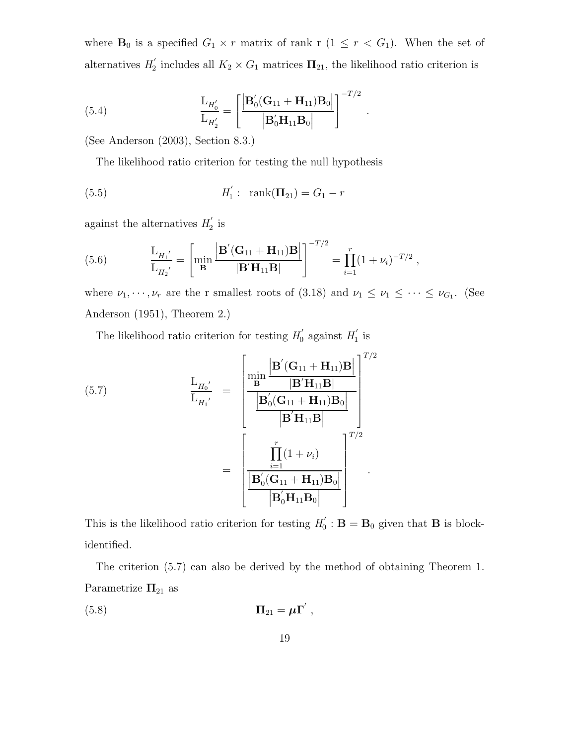where $\mathbf{B}_0$ is a specified $G_1 \times r$ matrix of rank r $(1 \leq r < G_1)$. When the set of alternatives $H_2^{'}$ includes all $K_2 \times G_1$ matrices $\mathbf{\Pi}_{21}$, the likelihood ratio criterion is

$$
\frac{\mathrm{L}_{H_0^{'}}}{\mathrm{L}_{H_2^{'}}} = \left[\frac{\left|\mathbf{B}_0^{'}(\mathbf{G}_{11}+\mathbf{H}_{11})\mathbf{B}_0\right|}{\left|\mathbf{B}_0^{'}\mathbf{H}_{11}\mathbf{B}_0\right|}\right]^{-T/2} . \tag{5.4}
$$

(See Anderson (2003), Section 8.3.)

The likelihood ratio criterion for testing the null hypothesis

$$
H_1^{'} : \ \operatorname{rank}(\mathbf{\Pi}_{21}) = G_1 - r \tag{5.5}
$$

against the alternatives $H_2^{'}$ is

$$
\frac{\mathrm{L}_{H_1{'}}}{\mathrm{L}_{H_2{'}}} = \left[\min_{\mathbf{B}} \frac{\left|\mathbf{B}^{'}(\mathbf{G}_{11}+\mathbf{H}_{11})\mathbf{B}\right|}{\left|\mathbf{B}^{'}\mathbf{H}_{11}\mathbf{B}\right|}\right]^{-T/2} = \prod_{i=1}^{r}(1+\nu_i)^{-T/2} , \tag{5.6}
$$

where $\nu_1, \cdots, \nu_r$ are the r smallest roots of (3.18) and $\nu_1 \leq \nu_1 \leq \cdots \leq \nu_{G_1}$. (See Anderson (1951), Theorem 2.)

The likelihood ratio criterion for testing $H_0^{'}$ against $H_1^{'}$ is

$$
\begin{aligned}
\frac{\mathrm{L}_{H_0{'}}}{\mathrm{L}_{H_1{'}}} &= \left[\frac{\min\limits_{\mathbf{B}} \dfrac{\left|\mathbf{B}^{'}(\mathbf{G}_{11}+\mathbf{H}_{11})\mathbf{B}\right|}{\left|\mathbf{B}^{'}\mathbf{H}_{11}\mathbf{B}\right|}}{\dfrac{\left|\mathbf{B}_0^{'}(\mathbf{G}_{11}+\mathbf{H}_{11})\mathbf{B}_0\right|}{\left|\mathbf{B}^{'}\mathbf{H}_{11}\mathbf{B}\right|}}\right]^{T/2} \\
&= \left[\frac{\prod\limits_{i=1}^{r}(1+\nu_i)}{\dfrac{\left|\mathbf{B}_0^{'}(\mathbf{G}_{11}+\mathbf{H}_{11})\mathbf{B}_0\right|}{\left|\mathbf{B}_0^{'}\mathbf{H}_{11}\mathbf{B}_0\right|}}\right]^{T/2} .
\end{aligned} \tag{5.7}
$$

This is the likelihood ratio criterion for testing $H_0^{'} : \mathbf{B} = \mathbf{B}_0$ given that $\mathbf{B}$ is block-identified.

The criterion (5.7) can also be derived by the method of obtaining Theorem 1. Parametrize $\mathbf{\Pi}_{21}$ as

$$
\mathbf{\Pi}_{21} = \boldsymbol{\mu}\mathbf{\Gamma}^{'} , \tag{5.8}
$$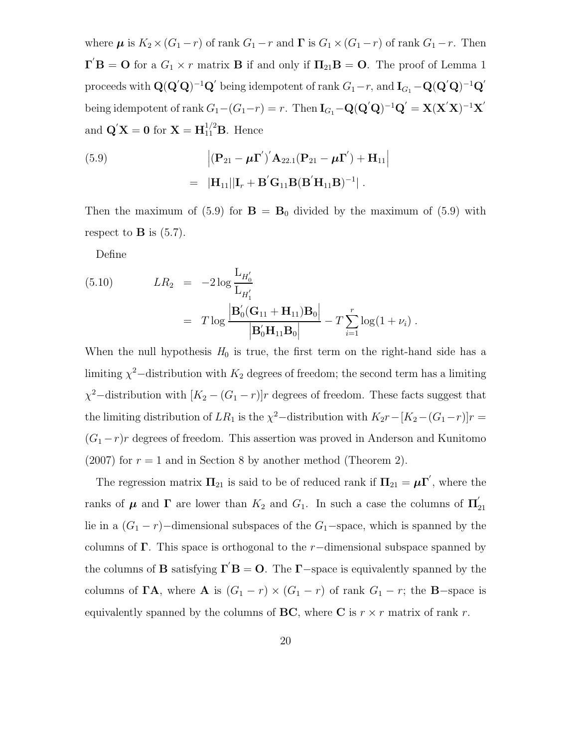where $\boldsymbol{\mu}$ is $K_2 \times (G_1 - r)$ of rank $G_1 - r$ and $\boldsymbol{\Gamma}$ is $G_1 \times (G_1 - r)$ of rank $G_1 - r$. Then $\boldsymbol{\Gamma}^{'}\mathbf{B} = \mathbf{O}$ for a $G_1 \times r$ matrix $\mathbf{B}$ if and only if $\boldsymbol{\Pi}_{21}\mathbf{B} = \mathbf{O}$. The proof of Lemma 1 proceeds with $\mathbf{Q}(\mathbf{Q}^{'}\mathbf{Q})^{-1}\mathbf{Q}^{'}$ being idempotent of rank $G_1 - r$, and $\mathbf{I}_{G_1} - \mathbf{Q}(\mathbf{Q}^{'}\mathbf{Q})^{-1}\mathbf{Q}^{'}$ being idempotent of rank $G_1 - (G_1 - r) = r$. Then $\mathbf{I}_{G_1} - \mathbf{Q}(\mathbf{Q}^{'}\mathbf{Q})^{-1}\mathbf{Q}^{'} = \mathbf{X}(\mathbf{X}^{'}\mathbf{X})^{-1}\mathbf{X}^{'}$ and $\mathbf{Q}^{'}\mathbf{X} = \mathbf{0}$ for $\mathbf{X} = \mathbf{H}_{11}^{1/2}\mathbf{B}$. Hence

$$
\begin{aligned}
(5.9) \qquad & \left|(\mathbf{P}_{21} - \boldsymbol{\mu}\boldsymbol{\Gamma}^{'})^{'}\mathbf{A}_{22.1}(\mathbf{P}_{21} - \boldsymbol{\mu}\boldsymbol{\Gamma}^{'}) + \mathbf{H}_{11}\right| \\
&= |\mathbf{H}_{11}||\mathbf{I}_r + \mathbf{B}^{'}\mathbf{G}_{11}\mathbf{B}(\mathbf{B}^{'}\mathbf{H}_{11}\mathbf{B})^{-1}| \ .
\end{aligned}
$$

Then the maximum of (5.9) for $\mathbf{B} = \mathbf{B}_0$ divided by the maximum of (5.9) with respect to $\mathbf{B}$ is (5.7).

Define

$$
\begin{aligned}
(5.10) \qquad LR_2 &= -2\log\frac{\mathrm{L}_{H_0^{'}}}{\mathrm{L}_{H_1^{'}}} \\
&= T\log\frac{\left|\mathbf{B}_0^{'}(\mathbf{G}_{11} + \mathbf{H}_{11})\mathbf{B}_0\right|}{\left|\mathbf{B}_0^{'}\mathbf{H}_{11}\mathbf{B}_0\right|} - T\sum_{i=1}^{r}\log(1+\nu_i) \ .
\end{aligned}
$$

When the null hypothesis $H_0$ is true, the first term on the right-hand side has a limiting $\chi^2-$distribution with $K_2$ degrees of freedom; the second term has a limiting $\chi^2-$distribution with $[K_2 - (G_1 - r)]r$ degrees of freedom. These facts suggest that the limiting distribution of $LR_1$ is the $\chi^2-$distribution with $K_2 r - [K_2 - (G_1 - r)]r = (G_1 - r)r$ degrees of freedom. This assertion was proved in Anderson and Kunitomo (2007) for $r = 1$ and in Section 8 by another method (Theorem 2).

The regression matrix $\boldsymbol{\Pi}_{21}$ is said to be of reduced rank if $\boldsymbol{\Pi}_{21} = \boldsymbol{\mu}\boldsymbol{\Gamma}^{'}$, where the ranks of $\boldsymbol{\mu}$ and $\boldsymbol{\Gamma}$ are lower than $K_2$ and $G_1$. In such a case the columns of $\boldsymbol{\Pi}_{21}^{'}$ lie in a $(G_1 - r)-$dimensional subspaces of the $G_1-$space, which is spanned by the columns of $\boldsymbol{\Gamma}$. This space is orthogonal to the $r-$dimensional subspace spanned by the columns of $\mathbf{B}$ satisfying $\boldsymbol{\Gamma}^{'}\mathbf{B} = \mathbf{O}$. The $\boldsymbol{\Gamma}-$space is equivalently spanned by the columns of $\boldsymbol{\Gamma}\mathbf{A}$, where $\mathbf{A}$ is $(G_1 - r) \times (G_1 - r)$ of rank $G_1 - r$; the $\mathbf{B}-$space is equivalently spanned by the columns of $\mathbf{BC}$, where $\mathbf{C}$ is $r \times r$ matrix of rank $r$.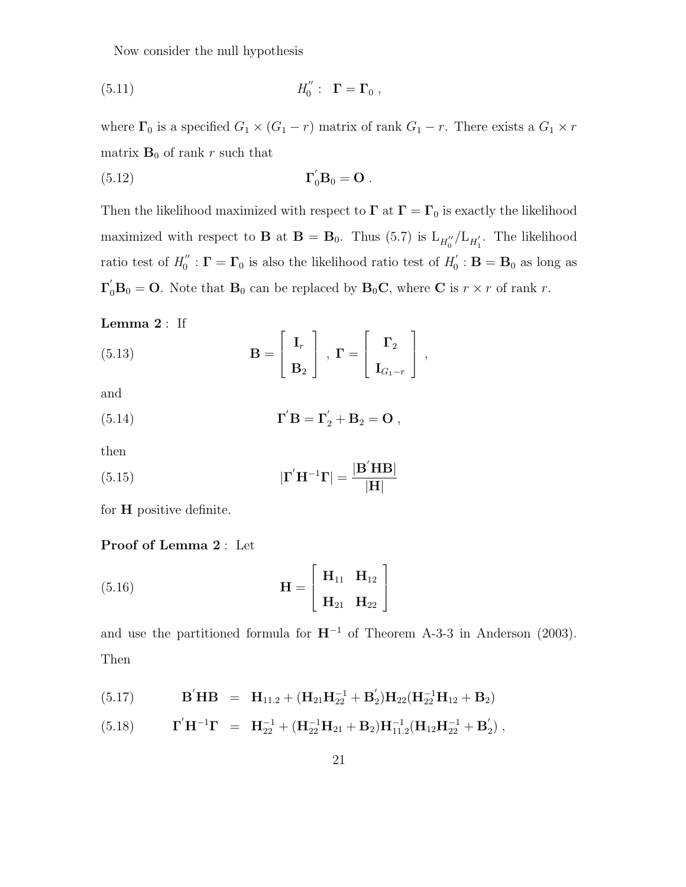Now consider the null hypothesis

$$H_0'' : \ \mathbf{\Gamma} = \mathbf{\Gamma}_0 \ , \tag{5.11}$$

where $\mathbf{\Gamma}_0$ is a specified $G_1 \times (G_1 - r)$ matrix of rank $G_1 - r$. There exists a $G_1 \times r$ matrix $\mathbf{B}_0$ of rank $r$ such that

$$\mathbf{\Gamma}_0' \mathbf{B}_0 = \mathbf{O} \ . \tag{5.12}$$

Then the likelihood maximized with respect to $\mathbf{\Gamma}$ at $\mathbf{\Gamma} = \mathbf{\Gamma}_0$ is exactly the likelihood maximized with respect to $\mathbf{B}$ at $\mathbf{B} = \mathbf{B}_0$. Thus (5.7) is $\mathrm{L}_{H_0''}/\mathrm{L}_{H_1'}$. The likelihood ratio test of $H_0'' : \mathbf{\Gamma} = \mathbf{\Gamma}_0$ is also the likelihood ratio test of $H_0' : \mathbf{B} = \mathbf{B}_0$ as long as $\mathbf{\Gamma}_0' \mathbf{B}_0 = \mathbf{O}$. Note that $\mathbf{B}_0$ can be replaced by $\mathbf{B}_0 \mathbf{C}$, where $\mathbf{C}$ is $r \times r$ of rank $r$.

**Lemma 2** : If

$$\mathbf{B} = \begin{bmatrix} \mathbf{I}_r \\ \mathbf{B}_2 \end{bmatrix} \ , \ \mathbf{\Gamma} = \begin{bmatrix} \mathbf{\Gamma}_2 \\ \mathbf{I}_{G_1 - r} \end{bmatrix} \ , \tag{5.13}$$

and

$$\mathbf{\Gamma}' \mathbf{B} = \mathbf{\Gamma}_2' + \mathbf{B}_2 = \mathbf{O} \ , \tag{5.14}$$

then

$$|\mathbf{\Gamma}' \mathbf{H}^{-1} \mathbf{\Gamma}| = \frac{|\mathbf{B}' \mathbf{H} \mathbf{B}|}{|\mathbf{H}|} \tag{5.15}$$

for $\mathbf{H}$ positive definite.

**Proof of Lemma 2** : Let

$$\mathbf{H} = \begin{bmatrix} \mathbf{H}_{11} & \mathbf{H}_{12} \\ \mathbf{H}_{21} & \mathbf{H}_{22} \end{bmatrix} \tag{5.16}$$

and use the partitioned formula for $\mathbf{H}^{-1}$ of Theorem A-3-3 in Anderson (2003). Then

$$\mathbf{B}' \mathbf{H} \mathbf{B} \ = \ \mathbf{H}_{11.2} + (\mathbf{H}_{21} \mathbf{H}_{22}^{-1} + \mathbf{B}_2') \mathbf{H}_{22} (\mathbf{H}_{22}^{-1} \mathbf{H}_{12} + \mathbf{B}_2) \tag{5.17}$$

$$\mathbf{\Gamma}' \mathbf{H}^{-1} \mathbf{\Gamma} \ = \ \mathbf{H}_{22}^{-1} + (\mathbf{H}_{22}^{-1} \mathbf{H}_{21} + \mathbf{B}_2) \mathbf{H}_{11.2}^{-1} (\mathbf{H}_{12} \mathbf{H}_{22}^{-1} + \mathbf{B}_2') \ , \tag{5.18}$$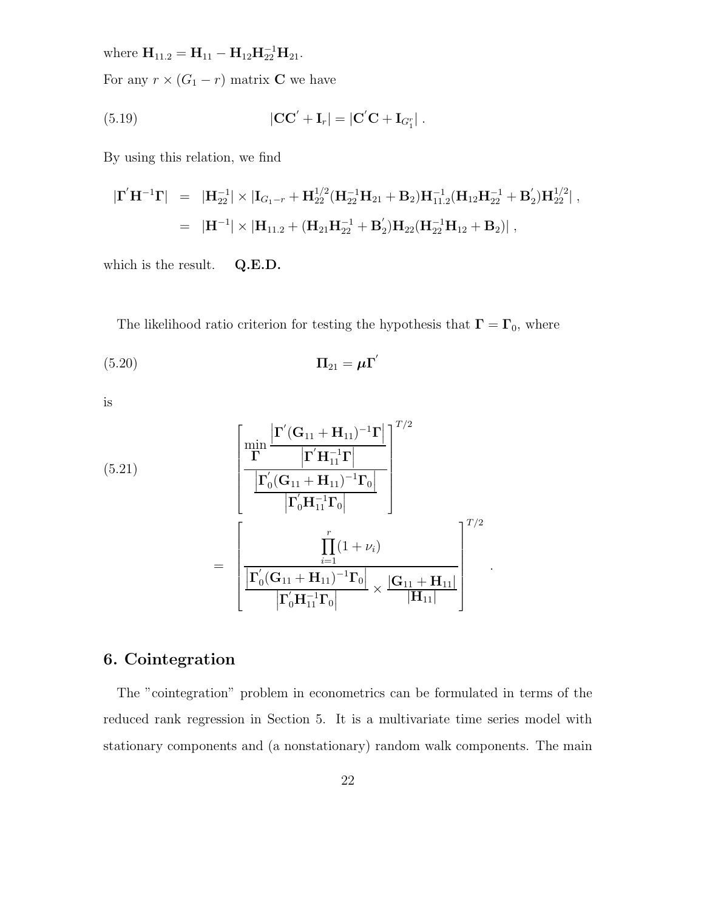where $\mathbf{H}_{11.2} = \mathbf{H}_{11} - \mathbf{H}_{12}\mathbf{H}_{22}^{-1}\mathbf{H}_{21}$.

For any $r \times (G_1 - r)$ matrix $\mathbf{C}$ we have

$$
|\mathbf{C}\mathbf{C}^{'} + \mathbf{I}_r| = |\mathbf{C}^{'}\mathbf{C} + \mathbf{I}_{G_1^r}| \, . \tag{5.19}
$$

By using this relation, we find

$$
\begin{aligned}
|\boldsymbol{\Gamma}^{'}\mathbf{H}^{-1}\boldsymbol{\Gamma}| &= |\mathbf{H}_{22}^{-1}| \times |\mathbf{I}_{G_1-r} + \mathbf{H}_{22}^{1/2}(\mathbf{H}_{22}^{-1}\mathbf{H}_{21} + \mathbf{B}_2)\mathbf{H}_{11.2}^{-1}(\mathbf{H}_{12}\mathbf{H}_{22}^{-1} + \mathbf{B}_2^{'})\mathbf{H}_{22}^{1/2}| \, , \\
&= |\mathbf{H}^{-1}| \times |\mathbf{H}_{11.2} + (\mathbf{H}_{21}\mathbf{H}_{22}^{-1} + \mathbf{B}_2^{'})\mathbf{H}_{22}(\mathbf{H}_{22}^{-1}\mathbf{H}_{12} + \mathbf{B}_2)| \, ,
\end{aligned}
$$

which is the result. **Q.E.D.**

The likelihood ratio criterion for testing the hypothesis that $\boldsymbol{\Gamma} = \boldsymbol{\Gamma}_0$, where

$$
\boldsymbol{\Pi}_{21} = \boldsymbol{\mu}\boldsymbol{\Gamma}^{'} \tag{5.20}
$$

is

$$
\begin{aligned}
&\left[ \frac{\min_{\boldsymbol{\Gamma}} \dfrac{\left|\boldsymbol{\Gamma}^{'}(\mathbf{G}_{11} + \mathbf{H}_{11})^{-1}\boldsymbol{\Gamma}\right|}{\left|\boldsymbol{\Gamma}^{'}\mathbf{H}_{11}^{-1}\boldsymbol{\Gamma}\right|}}{\dfrac{\left|\boldsymbol{\Gamma}_0^{'}(\mathbf{G}_{11} + \mathbf{H}_{11})^{-1}\boldsymbol{\Gamma}_0\right|}{\left|\boldsymbol{\Gamma}_0^{'}\mathbf{H}_{11}^{-1}\boldsymbol{\Gamma}_0\right|}} \right]^{T/2} \\
&= \left[ \frac{\prod_{i=1}^{r}(1 + \nu_i)}{\dfrac{\left|\boldsymbol{\Gamma}_0^{'}(\mathbf{G}_{11} + \mathbf{H}_{11})^{-1}\boldsymbol{\Gamma}_0\right|}{\left|\boldsymbol{\Gamma}_0^{'}\mathbf{H}_{11}^{-1}\boldsymbol{\Gamma}_0\right|} \times \dfrac{|\mathbf{G}_{11} + \mathbf{H}_{11}|}{|\mathbf{H}_{11}|}} \right]^{T/2} .
\end{aligned} \tag{5.21}
$$

## 6. Cointegration

The "cointegration" problem in econometrics can be formulated in terms of the reduced rank regression in Section 5. It is a multivariate time series model with stationary components and (a nonstationary) random walk components. The main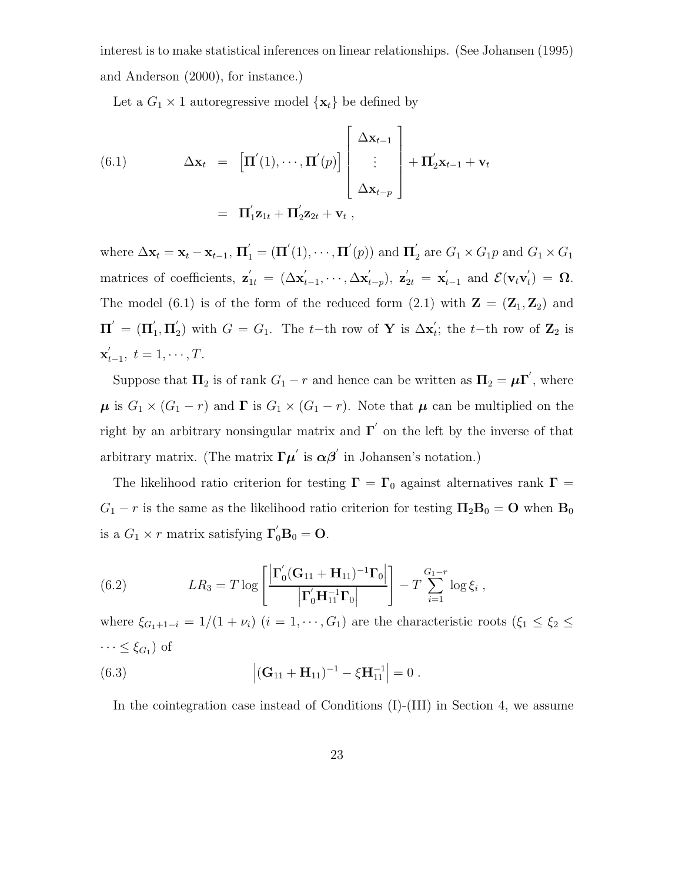interest is to make statistical inferences on linear relationships. (See Johansen (1995) and Anderson (2000), for instance.)

Let a $G_1 \times 1$ autoregressive model $\{\mathbf{x}_t\}$ be defined by

$$
\begin{aligned}
(6.1) \qquad \Delta \mathbf{x}_t &= \left[ \mathbf{\Pi}^{'}(1), \cdots, \mathbf{\Pi}^{'}(p) \right] \begin{bmatrix} \Delta \mathbf{x}_{t-1} \\ \vdots \\ \Delta \mathbf{x}_{t-p} \end{bmatrix} + \mathbf{\Pi}_2^{'} \mathbf{x}_{t-1} + \mathbf{v}_t \\
&= \mathbf{\Pi}_1^{'} \mathbf{z}_{1t} + \mathbf{\Pi}_2^{'} \mathbf{z}_{2t} + \mathbf{v}_t \ ,
\end{aligned}
$$

where $\Delta \mathbf{x}_t = \mathbf{x}_t - \mathbf{x}_{t-1}$, $\mathbf{\Pi}_1^{'} = (\mathbf{\Pi}^{'}(1), \cdots, \mathbf{\Pi}^{'}(p))$ and $\mathbf{\Pi}_2^{'}$ are $G_1 \times G_1 p$ and $G_1 \times G_1$ matrices of coefficients, $\mathbf{z}_{1t}^{'} = (\Delta \mathbf{x}_{t-1}^{'}, \cdots, \Delta \mathbf{x}_{t-p}^{'})$, $\mathbf{z}_{2t}^{'} = \mathbf{x}_{t-1}^{'}$ and $\mathcal{E}(\mathbf{v}_t \mathbf{v}_t^{'}) = \mathbf{\Omega}$. The model (6.1) is of the form of the reduced form (2.1) with $\mathbf{Z} = (\mathbf{Z}_1, \mathbf{Z}_2)$ and $\mathbf{\Pi}^{'} = (\mathbf{\Pi}_1^{'}, \mathbf{\Pi}_2^{'})$ with $G = G_1$. The $t-$th row of $\mathbf{Y}$ is $\Delta \mathbf{x}_t^{'}$; the $t-$th row of $\mathbf{Z}_2$ is $\mathbf{x}_{t-1}^{'}$, $t = 1, \cdots, T$.

Suppose that $\mathbf{\Pi}_2$ is of rank $G_1 - r$ and hence can be written as $\mathbf{\Pi}_2 = \boldsymbol{\mu} \mathbf{\Gamma}^{'}$, where $\boldsymbol{\mu}$ is $G_1 \times (G_1 - r)$ and $\mathbf{\Gamma}$ is $G_1 \times (G_1 - r)$. Note that $\boldsymbol{\mu}$ can be multiplied on the right by an arbitrary nonsingular matrix and $\mathbf{\Gamma}^{'}$ on the left by the inverse of that arbitrary matrix. (The matrix $\mathbf{\Gamma} \boldsymbol{\mu}^{'}$ is $\boldsymbol{\alpha} \boldsymbol{\beta}^{'}$ in Johansen's notation.)

The likelihood ratio criterion for testing $\mathbf{\Gamma} = \mathbf{\Gamma}_0$ against alternatives rank $\mathbf{\Gamma} = G_1 - r$ is the same as the likelihood ratio criterion for testing $\mathbf{\Pi}_2 \mathbf{B}_0 = \mathbf{O}$ when $\mathbf{B}_0$ is a $G_1 \times r$ matrix satisfying $\mathbf{\Gamma}_0^{'} \mathbf{B}_0 = \mathbf{O}$.

$$
(6.2) \qquad LR_3 = T \log \left[ \frac{\left| \mathbf{\Gamma}_0^{'} (\mathbf{G}_{11} + \mathbf{H}_{11})^{-1} \mathbf{\Gamma}_0 \right|}{\left| \mathbf{\Gamma}_0^{'} \mathbf{H}_{11}^{-1} \mathbf{\Gamma}_0 \right|} \right] - T \sum_{i=1}^{G_1 - r} \log \xi_i \ ,
$$

where $\xi_{G_1+1-i} = 1/(1+\nu_i)$ $(i = 1, \cdots, G_1)$ are the characteristic roots $(\xi_1 \leq \xi_2 \leq \cdots \leq \xi_{G_1})$ of

$$
(6.3) \qquad \left| (\mathbf{G}_{11} + \mathbf{H}_{11})^{-1} - \xi \mathbf{H}_{11}^{-1} \right| = 0 \ .
$$

In the cointegration case instead of Conditions (I)-(III) in Section 4, we assume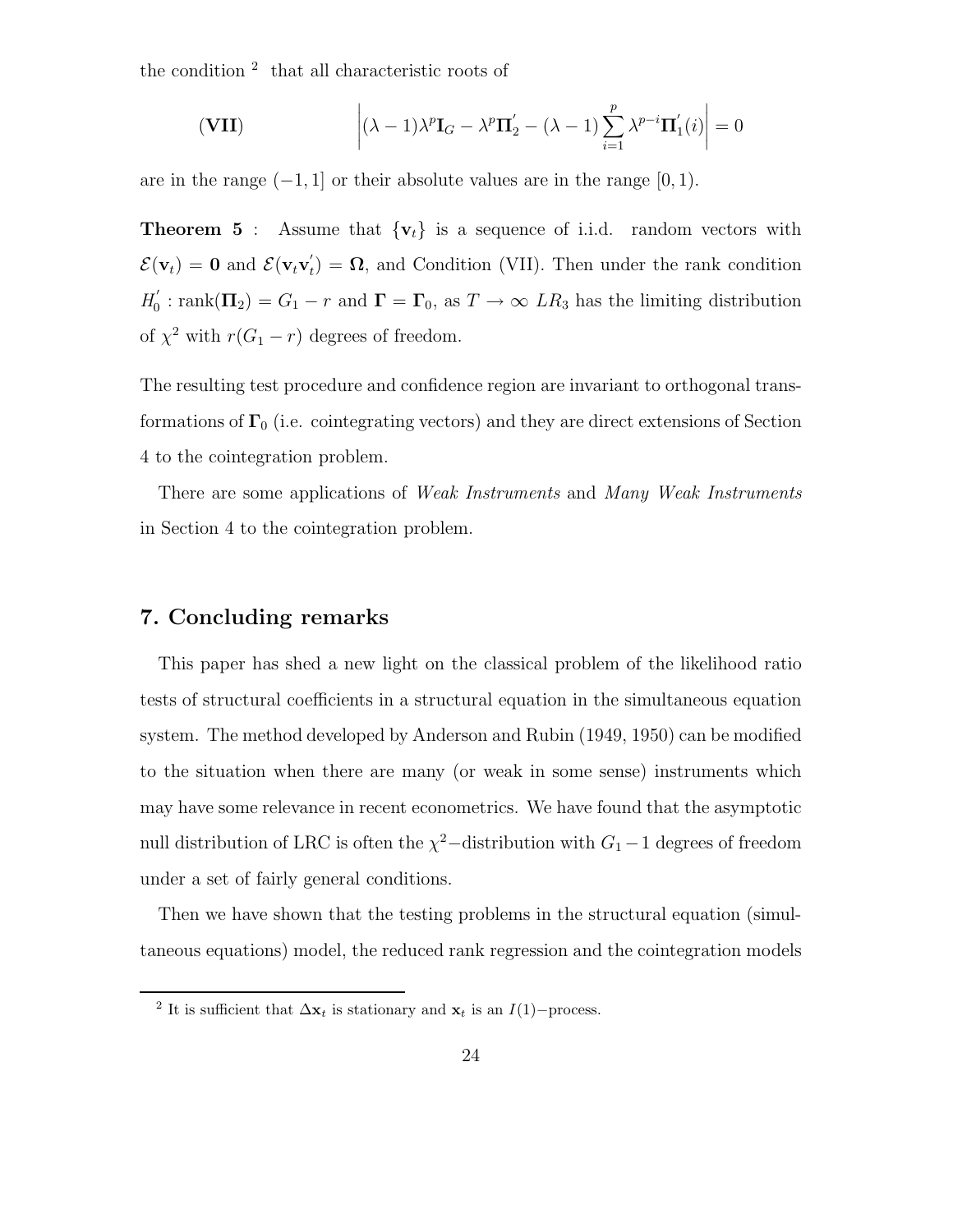the condition [2] that all characteristic roots of

$$
\text{(VII)} \qquad \left| (\lambda - 1)\lambda^p \mathbf{I}_G - \lambda^p \mathbf{\Pi}_2^{'} - (\lambda - 1)\sum_{i=1}^{p} \lambda^{p-i} \mathbf{\Pi}_1^{'}(i) \right| = 0
$$

are in the range $(-1, 1]$ or their absolute values are in the range $[0, 1)$.

**Theorem 5** : Assume that $\{\mathbf{v}_t\}$ is a sequence of i.i.d. random vectors with $\mathcal{E}(\mathbf{v}_t) = \mathbf{0}$ and $\mathcal{E}(\mathbf{v}_t \mathbf{v}_t^{'}) = \mathbf{\Omega}$, and Condition (VII). Then under the rank condition $H_0^{'}$ : rank$(\mathbf{\Pi}_2) = G_1 - r$ and $\mathbf{\Gamma} = \mathbf{\Gamma}_0$, as $T \to \infty$ $LR_3$ has the limiting distribution of $\chi^2$ with $r(G_1 - r)$ degrees of freedom.

The resulting test procedure and confidence region are invariant to orthogonal transformations of $\mathbf{\Gamma}_0$ (i.e. cointegrating vectors) and they are direct extensions of Section 4 to the cointegration problem.

There are some applications of *Weak Instruments* and *Many Weak Instruments* in Section 4 to the cointegration problem.

## 7. Concluding remarks

This paper has shed a new light on the classical problem of the likelihood ratio tests of structural coefficients in a structural equation in the simultaneous equation system. The method developed by Anderson and Rubin (1949, 1950) can be modified to the situation when there are many (or weak in some sense) instruments which may have some relevance in recent econometrics. We have found that the asymptotic null distribution of LRC is often the $\chi^2-$distribution with $G_1 - 1$ degrees of freedom under a set of fairly general conditions.

Then we have shown that the testing problems in the structural equation (simultaneous equations) model, the reduced rank regression and the cointegration models

---

[2] It is sufficient that $\Delta \mathbf{x}_t$ is stationary and $\mathbf{x}_t$ is an $I(1)-$process.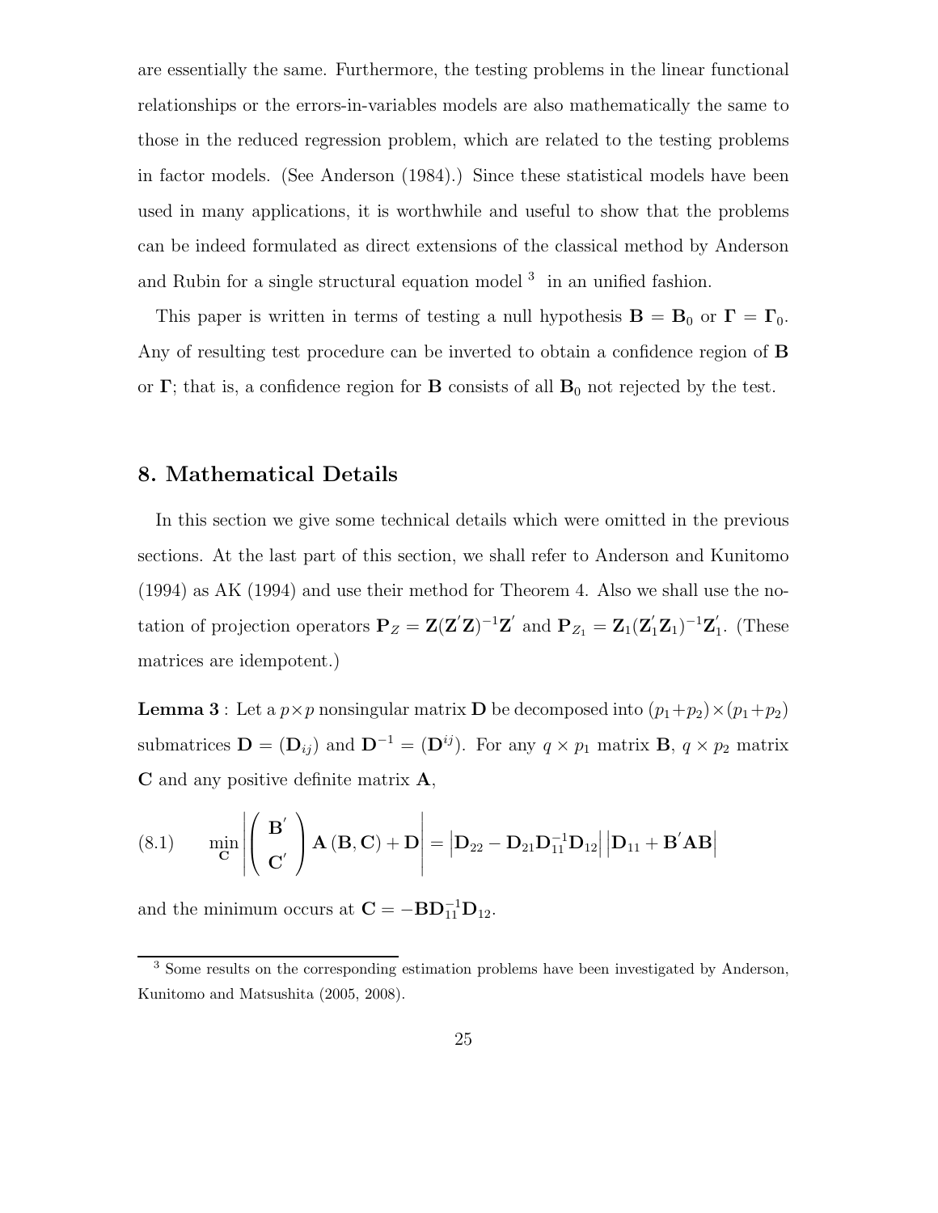are essentially the same. Furthermore, the testing problems in the linear functional relationships or the errors-in-variables models are also mathematically the same to those in the reduced regression problem, which are related to the testing problems in factor models. (See Anderson (1984).) Since these statistical models have been used in many applications, it is worthwhile and useful to show that the problems can be indeed formulated as direct extensions of the classical method by Anderson and Rubin for a single structural equation model [3] in an unified fashion.

This paper is written in terms of testing a null hypothesis $\mathbf{B} = \mathbf{B}_0$ or $\mathbf{\Gamma} = \mathbf{\Gamma}_0$. Any of resulting test procedure can be inverted to obtain a confidence region of $\mathbf{B}$ or $\mathbf{\Gamma}$; that is, a confidence region for $\mathbf{B}$ consists of all $\mathbf{B}_0$ not rejected by the test.

## 8. Mathematical Details

In this section we give some technical details which were omitted in the previous sections. At the last part of this section, we shall refer to Anderson and Kunitomo (1994) as AK (1994) and use their method for Theorem 4. Also we shall use the notation of projection operators $\mathbf{P}_Z = \mathbf{Z}(\mathbf{Z}'\mathbf{Z})^{-1}\mathbf{Z}'$ and $\mathbf{P}_{Z_1} = \mathbf{Z}_1(\mathbf{Z}_1'\mathbf{Z}_1)^{-1}\mathbf{Z}_1'$. (These matrices are idempotent.)

**Lemma 3** : Let a $p \times p$ nonsingular matrix $\mathbf{D}$ be decomposed into $(p_1+p_2)\times(p_1+p_2)$ submatrices $\mathbf{D} = (\mathbf{D}_{ij})$ and $\mathbf{D}^{-1} = (\mathbf{D}^{ij})$. For any $q \times p_1$ matrix $\mathbf{B}$, $q \times p_2$ matrix $\mathbf{C}$ and any positive definite matrix $\mathbf{A}$,

$$
\min_{\mathbf{C}} \left| \begin{pmatrix} \mathbf{B}' \\ \mathbf{C}' \end{pmatrix} \mathbf{A}\,(\mathbf{B},\mathbf{C}) + \mathbf{D} \right| = \left| \mathbf{D}_{22} - \mathbf{D}_{21}\mathbf{D}_{11}^{-1}\mathbf{D}_{12} \right| \left| \mathbf{D}_{11} + \mathbf{B}'\mathbf{A}\mathbf{B} \right| \tag{8.1}
$$

and the minimum occurs at $\mathbf{C} = -\mathbf{B}\mathbf{D}_{11}^{-1}\mathbf{D}_{12}$.

[3] Some results on the corresponding estimation problems have been investigated by Anderson, Kunitomo and Matsushita (2005, 2008).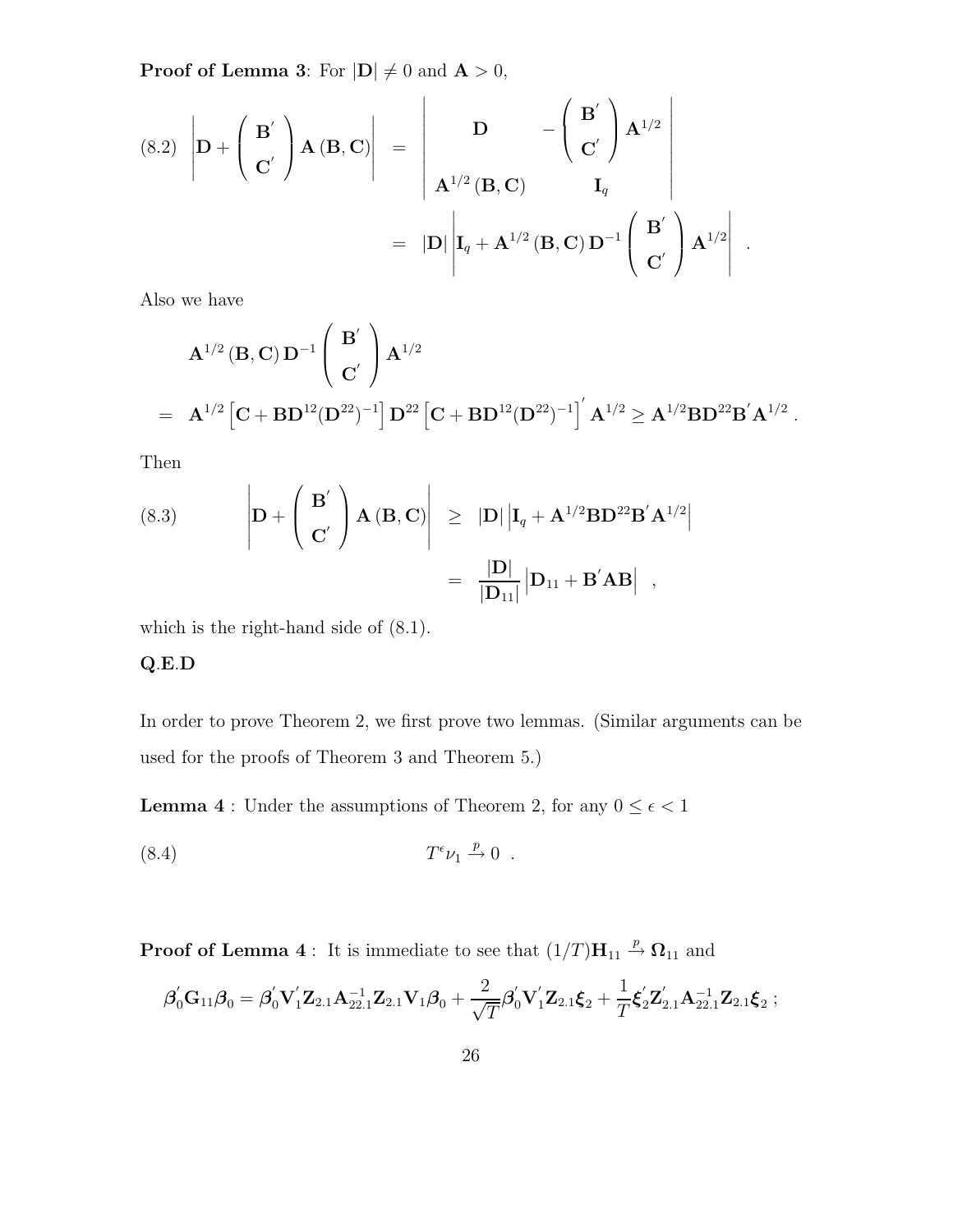**Proof of Lemma 3**: For $|\mathbf{D}| \neq 0$ and $\mathbf{A} > 0$,

$$
(8.2) \quad \left| \mathbf{D} + \begin{pmatrix} \mathbf{B}^{'} \\ \mathbf{C}^{'} \end{pmatrix} \mathbf{A} \left( \mathbf{B}, \mathbf{C} \right) \right| = \begin{vmatrix} \mathbf{D} & -\begin{pmatrix} \mathbf{B}^{'} \\ \mathbf{C}^{'} \end{pmatrix} \mathbf{A}^{1/2} \\ \mathbf{A}^{1/2} \left( \mathbf{B}, \mathbf{C} \right) & \mathbf{I}_q \end{vmatrix}
$$

$$
= |\mathbf{D}| \left| \mathbf{I}_q + \mathbf{A}^{1/2} \left( \mathbf{B}, \mathbf{C} \right) \mathbf{D}^{-1} \begin{pmatrix} \mathbf{B}^{'} \\ \mathbf{C}^{'} \end{pmatrix} \mathbf{A}^{1/2} \right| \ .
$$

Also we have

$$
\mathbf{A}^{1/2} \left( \mathbf{B}, \mathbf{C} \right) \mathbf{D}^{-1} \begin{pmatrix} \mathbf{B}^{'} \\ \mathbf{C}^{'} \end{pmatrix} \mathbf{A}^{1/2}
$$

$$
= \mathbf{A}^{1/2} \left[ \mathbf{C} + \mathbf{B} \mathbf{D}^{12} (\mathbf{D}^{22})^{-1} \right] \mathbf{D}^{22} \left[ \mathbf{C} + \mathbf{B} \mathbf{D}^{12} (\mathbf{D}^{22})^{-1} \right]^{'} \mathbf{A}^{1/2} \geq \mathbf{A}^{1/2} \mathbf{B} \mathbf{D}^{22} \mathbf{B}^{'} \mathbf{A}^{1/2} \ .
$$

Then

$$
(8.3) \quad \left| \mathbf{D} + \begin{pmatrix} \mathbf{B}^{'} \\ \mathbf{C}^{'} \end{pmatrix} \mathbf{A} \left( \mathbf{B}, \mathbf{C} \right) \right| \geq |\mathbf{D}| \left| \mathbf{I}_q + \mathbf{A}^{1/2} \mathbf{B} \mathbf{D}^{22} \mathbf{B}^{'} \mathbf{A}^{1/2} \right|
$$

$$
= \frac{|\mathbf{D}|}{|\mathbf{D}_{11}|} \left| \mathbf{D}_{11} + \mathbf{B}^{'} \mathbf{A} \mathbf{B} \right| \ ,
$$

which is the right-hand side of (8.1).

**Q.E.D**

In order to prove Theorem 2, we first prove two lemmas. (Similar arguments can be used for the proofs of Theorem 3 and Theorem 5.)

**Lemma 4** : Under the assumptions of Theorem 2, for any $0 \leq \epsilon < 1$

$$
(8.4) \quad T^{\epsilon} \nu_1 \xrightarrow{p} 0 \ .
$$

**Proof of Lemma 4** : It is immediate to see that $(1/T)\mathbf{H}_{11} \xrightarrow{p} \mathbf{\Omega}_{11}$ and

$$
\boldsymbol{\beta}_0^{'} \mathbf{G}_{11} \boldsymbol{\beta}_0 = \boldsymbol{\beta}_0^{'} \mathbf{V}_1^{'} \mathbf{Z}_{2.1} \mathbf{A}_{22.1}^{-1} \mathbf{Z}_{2.1} \mathbf{V}_1 \boldsymbol{\beta}_0 + \frac{2}{\sqrt{T}} \boldsymbol{\beta}_0^{'} \mathbf{V}_1^{'} \mathbf{Z}_{2.1} \boldsymbol{\xi}_2 + \frac{1}{T} \boldsymbol{\xi}_2^{'} \mathbf{Z}_{2.1}^{'} \mathbf{A}_{22.1}^{-1} \mathbf{Z}_{2.1} \boldsymbol{\xi}_2 \ ;
$$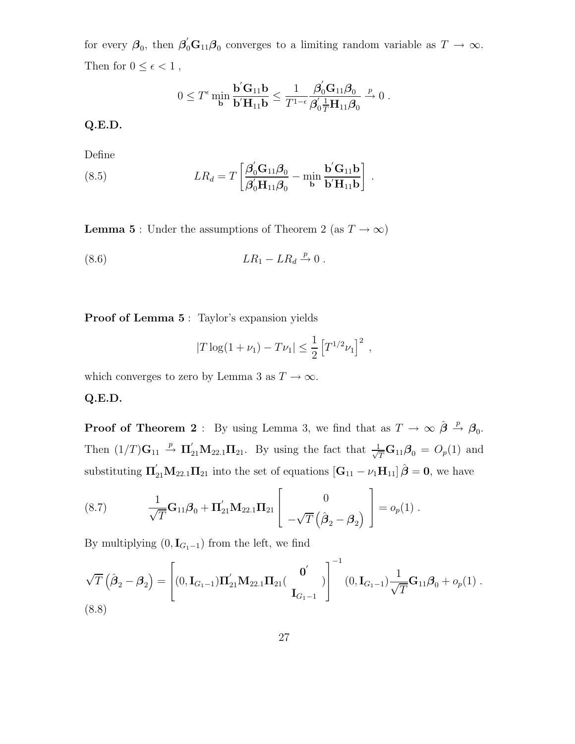for every $\boldsymbol{\beta}_0$, then $\boldsymbol{\beta}_0^{'}\mathbf{G}_{11}\boldsymbol{\beta}_0$ converges to a limiting random variable as $T \to \infty$. Then for $0 \leq \epsilon < 1$ ,

$$0 \leq T^{\epsilon} \min_{\mathbf{b}} \frac{\mathbf{b}^{'}\mathbf{G}_{11}\mathbf{b}}{\mathbf{b}^{'}\mathbf{H}_{11}\mathbf{b}} \leq \frac{1}{T^{1-\epsilon}} \frac{\boldsymbol{\beta}_0^{'}\mathbf{G}_{11}\boldsymbol{\beta}_0}{\boldsymbol{\beta}_0^{'}\frac{1}{T}\mathbf{H}_{11}\boldsymbol{\beta}_0} \xrightarrow{p} 0 \, .$$

**Q.E.D.**

Define

$$LR_d = T\left[\frac{\boldsymbol{\beta}_0^{'}\mathbf{G}_{11}\boldsymbol{\beta}_0}{\boldsymbol{\beta}_0^{'}\mathbf{H}_{11}\boldsymbol{\beta}_0} - \min_{\mathbf{b}} \frac{\mathbf{b}^{'}\mathbf{G}_{11}\mathbf{b}}{\mathbf{b}^{'}\mathbf{H}_{11}\mathbf{b}}\right] \, . \tag{8.5}$$

**Lemma 5** : Under the assumptions of Theorem 2 (as $T \to \infty$)

$$LR_1 - LR_d \xrightarrow{p} 0 \, . \tag{8.6}$$

**Proof of Lemma 5** : Taylor's expansion yields

$$\left| T\log(1+\nu_1) - T\nu_1 \right| \leq \frac{1}{2}\left[T^{1/2}\nu_1\right]^2 \, ,$$

which converges to zero by Lemma 3 as $T \to \infty$.

**Q.E.D.**

**Proof of Theorem 2** : By using Lemma 3, we find that as $T \to \infty$ $\hat{\boldsymbol{\beta}} \xrightarrow{p} \boldsymbol{\beta}_0$. Then $(1/T)\mathbf{G}_{11} \xrightarrow{p} \boldsymbol{\Pi}_{21}^{'}\mathbf{M}_{22.1}\boldsymbol{\Pi}_{21}$. By using the fact that $\frac{1}{\sqrt{T}}\mathbf{G}_{11}\boldsymbol{\beta}_0 = O_p(1)$ and substituting $\boldsymbol{\Pi}_{21}^{'}\mathbf{M}_{22.1}\boldsymbol{\Pi}_{21}$ into the set of equations $\left[\mathbf{G}_{11} - \nu_1\mathbf{H}_{11}\right]\hat{\boldsymbol{\beta}} = \mathbf{0}$, we have

$$\frac{1}{\sqrt{T}}\mathbf{G}_{11}\boldsymbol{\beta}_0 + \boldsymbol{\Pi}_{21}^{'}\mathbf{M}_{22.1}\boldsymbol{\Pi}_{21}\begin{bmatrix} 0 \\ -\sqrt{T}\left(\hat{\boldsymbol{\beta}}_2 - \boldsymbol{\beta}_2\right) \end{bmatrix} = o_p(1) \, . \tag{8.7}$$

By multiplying $(0, \mathbf{I}_{G_1-1})$ from the left, we find

$$\sqrt{T}\left(\hat{\boldsymbol{\beta}}_2 - \boldsymbol{\beta}_2\right) = \left[(0, \mathbf{I}_{G_1-1})\boldsymbol{\Pi}_{21}^{'}\mathbf{M}_{22.1}\boldsymbol{\Pi}_{21}\begin{pmatrix} \mathbf{0}^{'} \\ \mathbf{I}_{G_1-1} \end{pmatrix}\right]^{-1}(0, \mathbf{I}_{G_1-1})\frac{1}{\sqrt{T}}\mathbf{G}_{11}\boldsymbol{\beta}_0 + o_p(1) \, . \tag{8.8}$$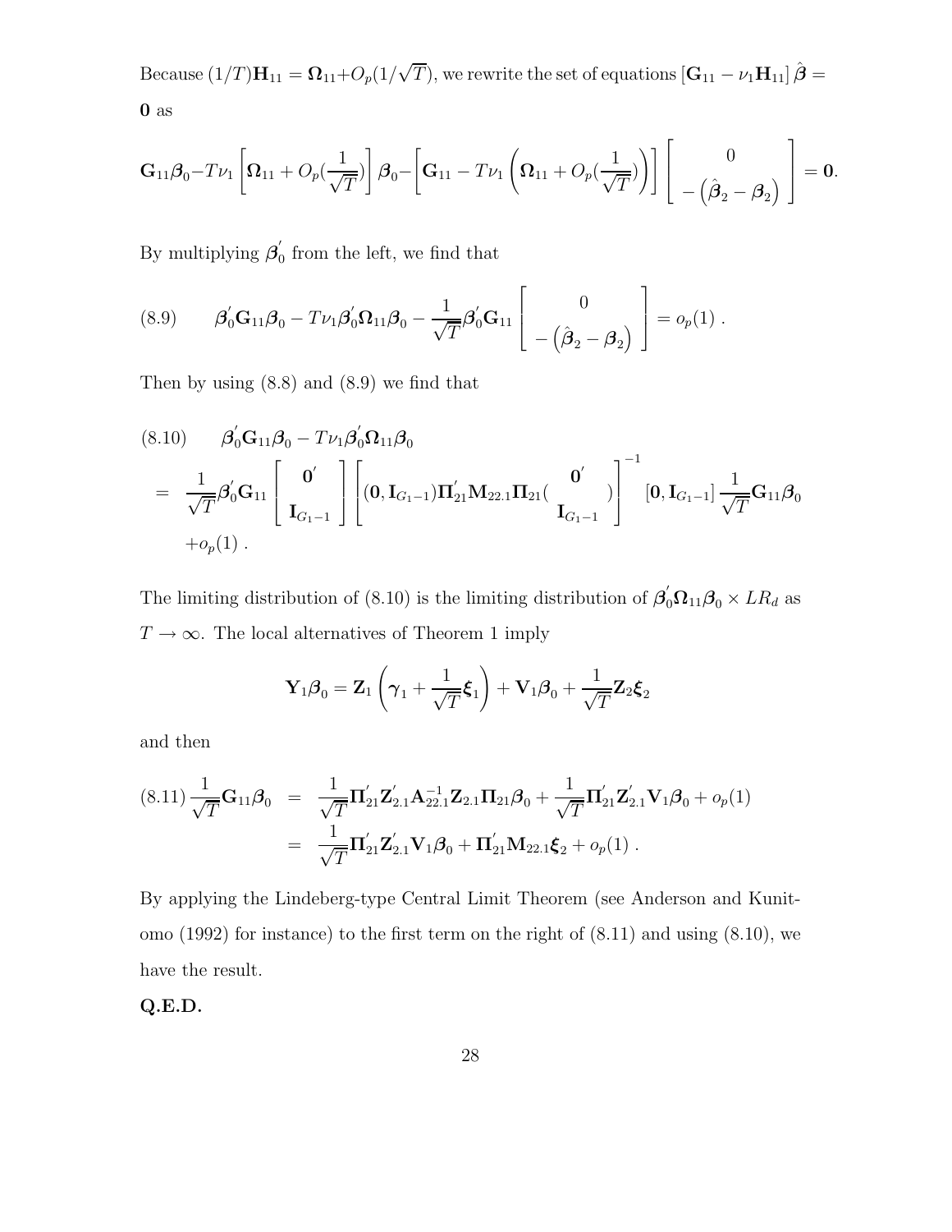Because $(1/T)\mathbf{H}_{11} = \mathbf{\Omega}_{11} + O_p(1/\sqrt{T})$, we rewrite the set of equations $[\mathbf{G}_{11} - \nu_1 \mathbf{H}_{11}]\hat{\boldsymbol{\beta}} = \mathbf{0}$ as

$$
\mathbf{G}_{11}\boldsymbol{\beta}_0 - T\nu_1\left[\mathbf{\Omega}_{11} + O_p(\frac{1}{\sqrt{T}})\right]\boldsymbol{\beta}_0 - \left[\mathbf{G}_{11} - T\nu_1\left(\mathbf{\Omega}_{11} + O_p(\frac{1}{\sqrt{T}})\right)\right]\left[\begin{array}{c} 0 \\ -\left(\hat{\boldsymbol{\beta}}_2 - \boldsymbol{\beta}_2\right) \end{array}\right] = \mathbf{0}.
$$

By multiplying $\boldsymbol{\beta}_0^{'}$ from the left, we find that

$$
(8.9) \qquad \boldsymbol{\beta}_0^{'}\mathbf{G}_{11}\boldsymbol{\beta}_0 - T\nu_1\boldsymbol{\beta}_0^{'}\mathbf{\Omega}_{11}\boldsymbol{\beta}_0 - \frac{1}{\sqrt{T}}\boldsymbol{\beta}_0^{'}\mathbf{G}_{11}\left[\begin{array}{c} 0 \\ -\left(\hat{\boldsymbol{\beta}}_2 - \boldsymbol{\beta}_2\right) \end{array}\right] = o_p(1)\ .
$$

Then by using (8.8) and (8.9) we find that

$$
\begin{aligned}
(8.10) \qquad & \boldsymbol{\beta}_0^{'}\mathbf{G}_{11}\boldsymbol{\beta}_0 - T\nu_1\boldsymbol{\beta}_0^{'}\mathbf{\Omega}_{11}\boldsymbol{\beta}_0 \\
= \ & \frac{1}{\sqrt{T}}\boldsymbol{\beta}_0^{'}\mathbf{G}_{11}\left[\begin{array}{c} \mathbf{0}^{'} \\ \mathbf{I}_{G_1-1} \end{array}\right]\left[(\mathbf{0}, \mathbf{I}_{G_1-1})\mathbf{\Pi}_{21}^{'}\mathbf{M}_{22.1}\mathbf{\Pi}_{21}(\begin{array}{c} \mathbf{0}^{'} \\ \mathbf{I}_{G_1-1} \end{array})\right]^{-1}[\mathbf{0}, \mathbf{I}_{G_1-1}]\frac{1}{\sqrt{T}}\mathbf{G}_{11}\boldsymbol{\beta}_0 \\
& + o_p(1)\ .
\end{aligned}
$$

The limiting distribution of (8.10) is the limiting distribution of $\boldsymbol{\beta}_0^{'}\mathbf{\Omega}_{11}\boldsymbol{\beta}_0 \times LR_d$ as $T \to \infty$. The local alternatives of Theorem 1 imply

$$
\mathbf{Y}_1\boldsymbol{\beta}_0 = \mathbf{Z}_1\left(\boldsymbol{\gamma}_1 + \frac{1}{\sqrt{T}}\boldsymbol{\xi}_1\right) + \mathbf{V}_1\boldsymbol{\beta}_0 + \frac{1}{\sqrt{T}}\mathbf{Z}_2\boldsymbol{\xi}_2
$$

and then

$$
\begin{aligned}
(8.11)\ \frac{1}{\sqrt{T}}\mathbf{G}_{11}\boldsymbol{\beta}_0 \ &= \ \frac{1}{\sqrt{T}}\mathbf{\Pi}_{21}^{'}\mathbf{Z}_{2.1}^{'}\mathbf{A}_{22.1}^{-1}\mathbf{Z}_{2.1}\mathbf{\Pi}_{21}\boldsymbol{\beta}_0 + \frac{1}{\sqrt{T}}\mathbf{\Pi}_{21}^{'}\mathbf{Z}_{2.1}^{'}\mathbf{V}_1\boldsymbol{\beta}_0 + o_p(1) \\
&= \ \frac{1}{\sqrt{T}}\mathbf{\Pi}_{21}^{'}\mathbf{Z}_{2.1}^{'}\mathbf{V}_1\boldsymbol{\beta}_0 + \mathbf{\Pi}_{21}^{'}\mathbf{M}_{22.1}\boldsymbol{\xi}_2 + o_p(1)\ .
\end{aligned}
$$

By applying the Lindeberg-type Central Limit Theorem (see Anderson and Kunitomo (1992) for instance) to the first term on the right of (8.11) and using (8.10), we have the result.

**Q.E.D.**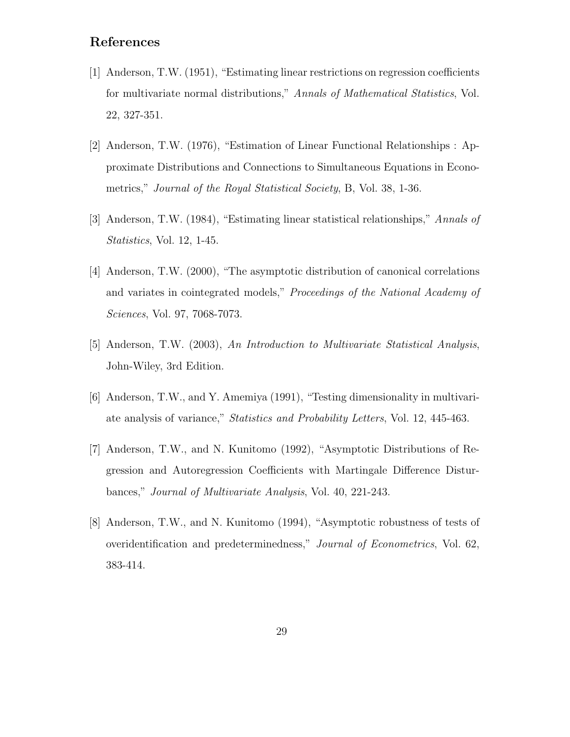## References

[1] Anderson, T.W. (1951), "Estimating linear restrictions on regression coefficients for multivariate normal distributions," *Annals of Mathematical Statistics*, Vol. 22, 327-351.

[2] Anderson, T.W. (1976), "Estimation of Linear Functional Relationships : Approximate Distributions and Connections to Simultaneous Equations in Econometrics," *Journal of the Royal Statistical Society*, B, Vol. 38, 1-36.

[3] Anderson, T.W. (1984), "Estimating linear statistical relationships," *Annals of Statistics*, Vol. 12, 1-45.

[4] Anderson, T.W. (2000), "The asymptotic distribution of canonical correlations and variates in cointegrated models," *Proceedings of the National Academy of Sciences*, Vol. 97, 7068-7073.

[5] Anderson, T.W. (2003), *An Introduction to Multivariate Statistical Analysis*, John-Wiley, 3rd Edition.

[6] Anderson, T.W., and Y. Amemiya (1991), "Testing dimensionality in multivariate analysis of variance," *Statistics and Probability Letters*, Vol. 12, 445-463.

[7] Anderson, T.W., and N. Kunitomo (1992), "Asymptotic Distributions of Regression and Autoregression Coefficients with Martingale Difference Disturbances," *Journal of Multivariate Analysis*, Vol. 40, 221-243.

[8] Anderson, T.W., and N. Kunitomo (1994), "Asymptotic robustness of tests of overidentification and predeterminedness," *Journal of Econometrics*, Vol. 62, 383-414.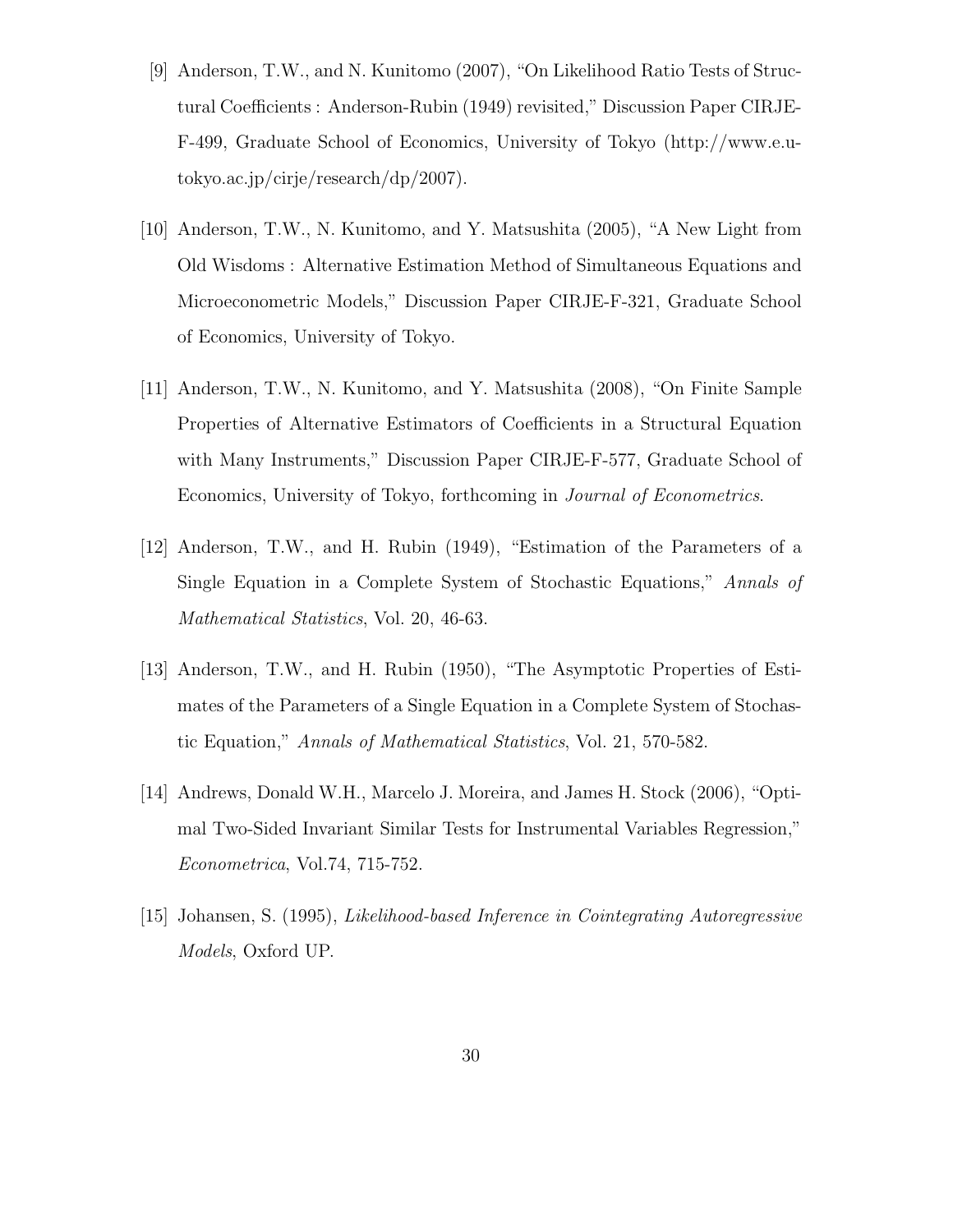[9] Anderson, T.W., and N. Kunitomo (2007), "On Likelihood Ratio Tests of Structural Coefficients : Anderson-Rubin (1949) revisited," Discussion Paper CIRJE-F-499, Graduate School of Economics, University of Tokyo (http://www.e.u-tokyo.ac.jp/cirje/research/dp/2007).

[10] Anderson, T.W., N. Kunitomo, and Y. Matsushita (2005), "A New Light from Old Wisdoms : Alternative Estimation Method of Simultaneous Equations and Microeconometric Models," Discussion Paper CIRJE-F-321, Graduate School of Economics, University of Tokyo.

[11] Anderson, T.W., N. Kunitomo, and Y. Matsushita (2008), "On Finite Sample Properties of Alternative Estimators of Coefficients in a Structural Equation with Many Instruments," Discussion Paper CIRJE-F-577, Graduate School of Economics, University of Tokyo, forthcoming in *Journal of Econometrics*.

[12] Anderson, T.W., and H. Rubin (1949), "Estimation of the Parameters of a Single Equation in a Complete System of Stochastic Equations," *Annals of Mathematical Statistics*, Vol. 20, 46-63.

[13] Anderson, T.W., and H. Rubin (1950), "The Asymptotic Properties of Estimates of the Parameters of a Single Equation in a Complete System of Stochastic Equation," *Annals of Mathematical Statistics*, Vol. 21, 570-582.

[14] Andrews, Donald W.H., Marcelo J. Moreira, and James H. Stock (2006), "Optimal Two-Sided Invariant Similar Tests for Instrumental Variables Regression," *Econometrica*, Vol.74, 715-752.

[15] Johansen, S. (1995), *Likelihood-based Inference in Cointegrating Autoregressive Models*, Oxford UP.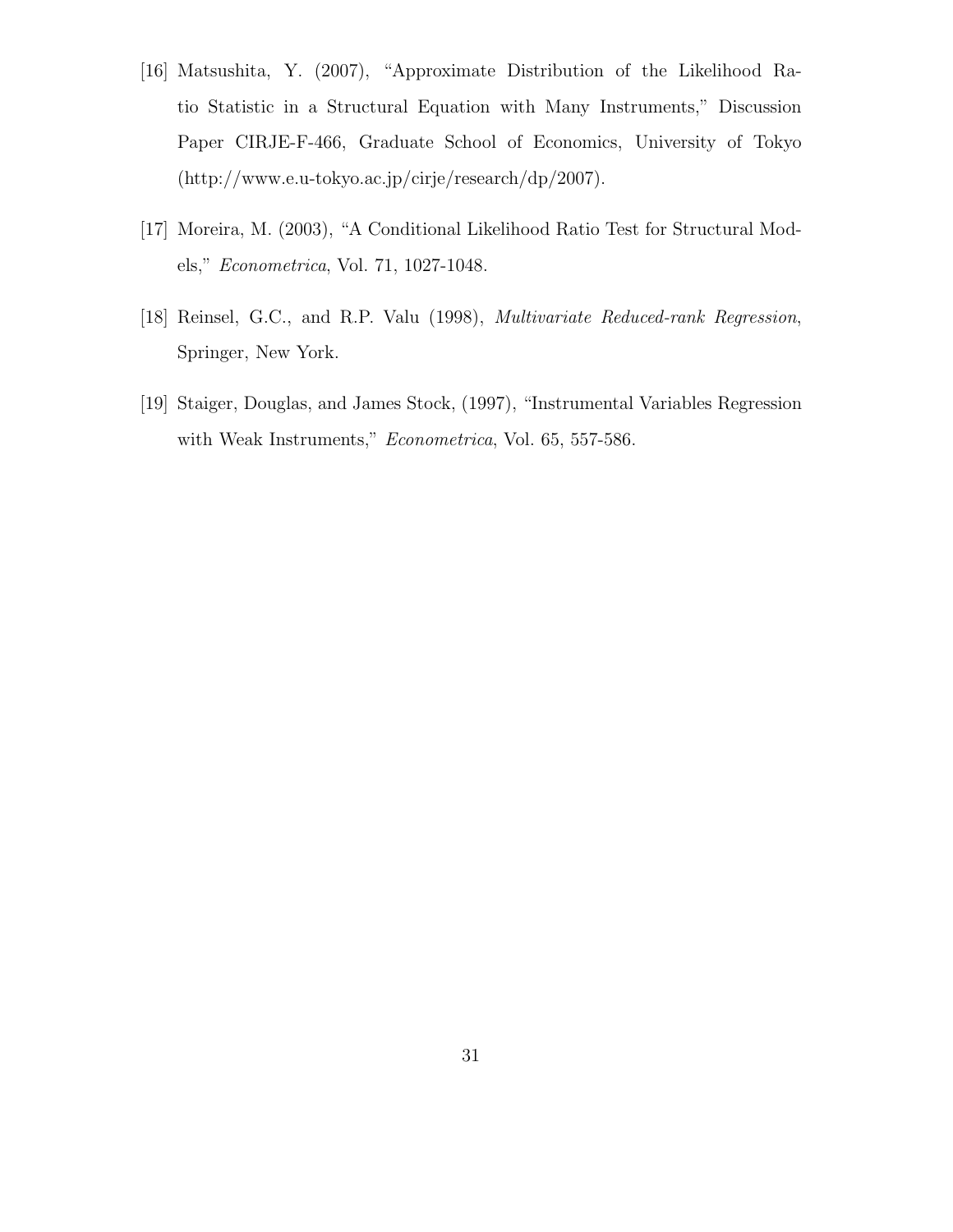[16] Matsushita, Y. (2007), "Approximate Distribution of the Likelihood Ratio Statistic in a Structural Equation with Many Instruments," Discussion Paper CIRJE-F-466, Graduate School of Economics, University of Tokyo (http://www.e.u-tokyo.ac.jp/cirje/research/dp/2007).

[17] Moreira, M. (2003), "A Conditional Likelihood Ratio Test for Structural Models," *Econometrica*, Vol. 71, 1027-1048.

[18] Reinsel, G.C., and R.P. Valu (1998), *Multivariate Reduced-rank Regression*, Springer, New York.

[19] Staiger, Douglas, and James Stock, (1997), "Instrumental Variables Regression with Weak Instruments," *Econometrica*, Vol. 65, 557-586.